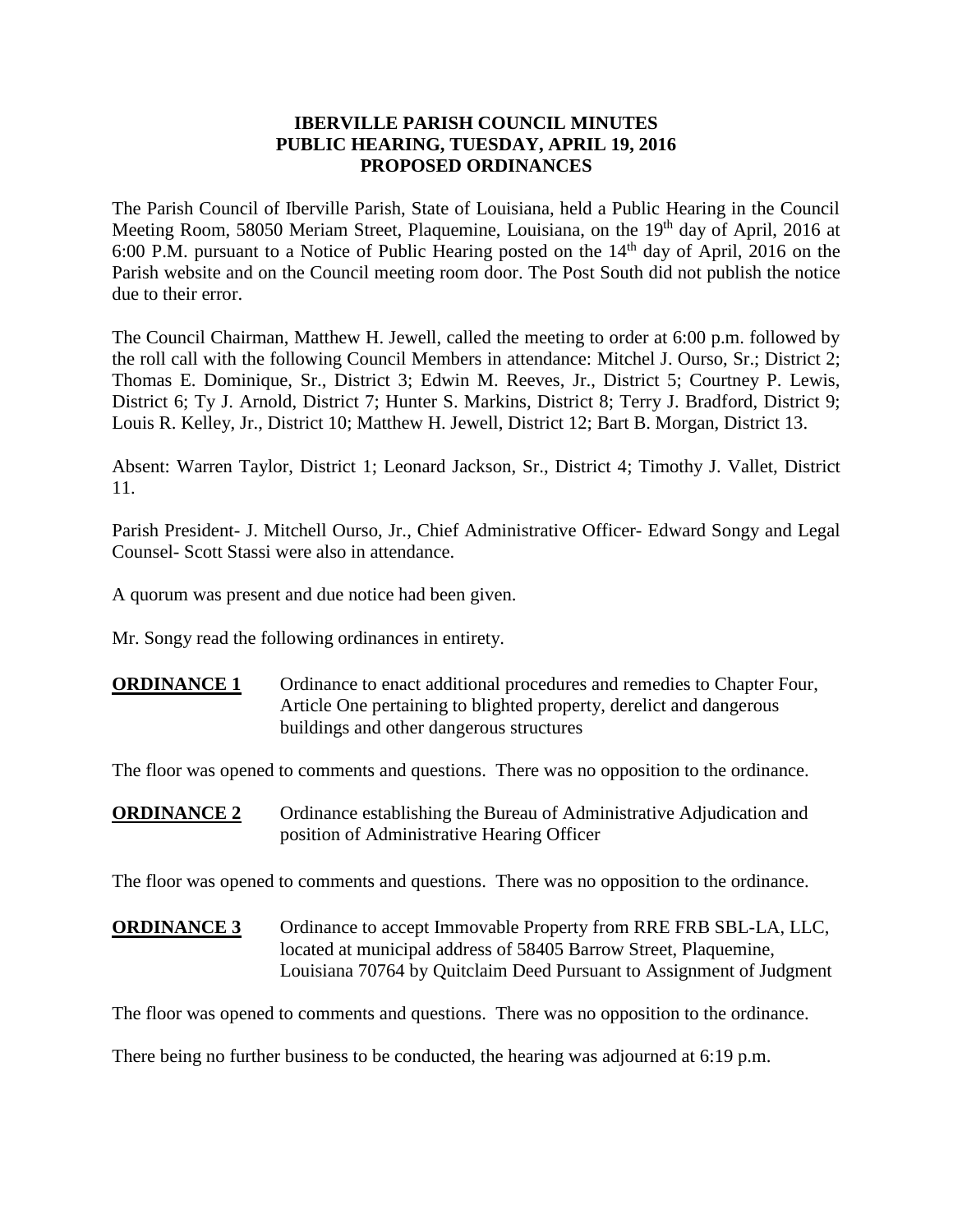# IBERVILLE PARISH COUNCIL MINUTES
# PUBLIC HEARING, TUESDAY, APRIL 19, 2016
# PROPOSED ORDINANCES

The Parish Council of Iberville Parish, State of Louisiana, held a Public Hearing in the Council Meeting Room, 58050 Meriam Street, Plaquemine, Louisiana, on the 19th day of April, 2016 at 6:00 P.M. pursuant to a Notice of Public Hearing posted on the 14th day of April, 2016 on the Parish website and on the Council meeting room door. The Post South did not publish the notice due to their error.

The Council Chairman, Matthew H. Jewell, called the meeting to order at 6:00 p.m. followed by the roll call with the following Council Members in attendance: Mitchel J. Ourso, Sr.; District 2; Thomas E. Dominique, Sr., District 3; Edwin M. Reeves, Jr., District 5; Courtney P. Lewis, District 6; Ty J. Arnold, District 7; Hunter S. Markins, District 8; Terry J. Bradford, District 9; Louis R. Kelley, Jr., District 10; Matthew H. Jewell, District 12; Bart B. Morgan, District 13.

Absent: Warren Taylor, District 1; Leonard Jackson, Sr., District 4; Timothy J. Vallet, District 11.

Parish President- J. Mitchell Ourso, Jr., Chief Administrative Officer- Edward Songy and Legal Counsel- Scott Stassi were also in attendance.

A quorum was present and due notice had been given.

Mr. Songy read the following ordinances in entirety.

**ORDINANCE 1** Ordinance to enact additional procedures and remedies to Chapter Four, Article One pertaining to blighted property, derelict and dangerous buildings and other dangerous structures

The floor was opened to comments and questions. There was no opposition to the ordinance.

**ORDINANCE 2** Ordinance establishing the Bureau of Administrative Adjudication and position of Administrative Hearing Officer

The floor was opened to comments and questions. There was no opposition to the ordinance.

**ORDINANCE 3** Ordinance to accept Immovable Property from RRE FRB SBL-LA, LLC, located at municipal address of 58405 Barrow Street, Plaquemine, Louisiana 70764 by Quitclaim Deed Pursuant to Assignment of Judgment

The floor was opened to comments and questions. There was no opposition to the ordinance.

There being no further business to be conducted, the hearing was adjourned at 6:19 p.m.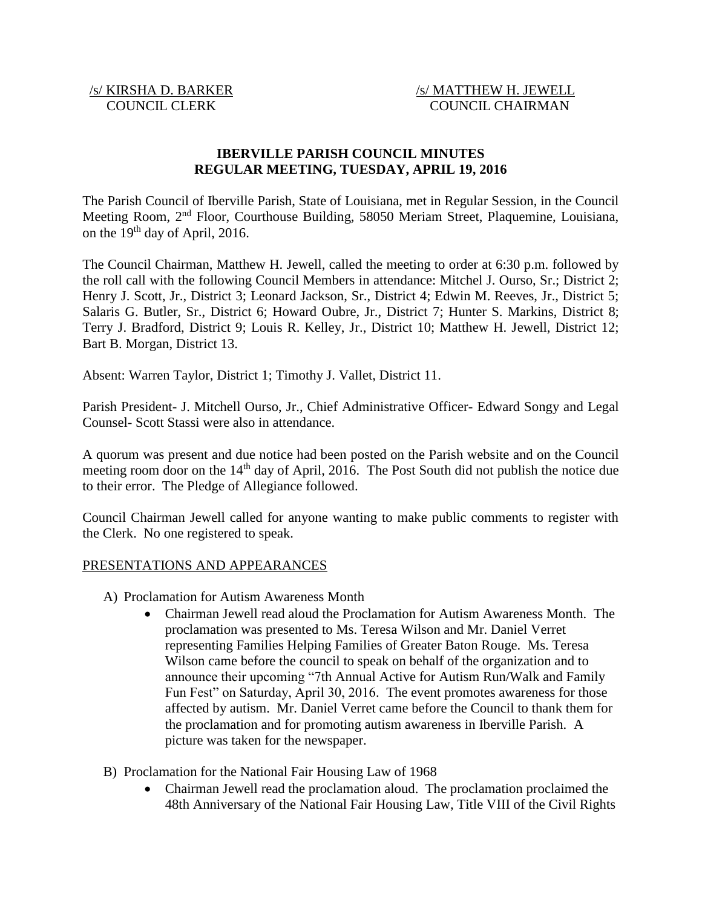/s/ KIRSHA D. BARKER
COUNCIL CLERK

/s/ MATTHEW H. JEWELL
COUNCIL CHAIRMAN

**IBERVILLE PARISH COUNCIL MINUTES**
**REGULAR MEETING, TUESDAY, APRIL 19, 2016**

The Parish Council of Iberville Parish, State of Louisiana, met in Regular Session, in the Council Meeting Room, 2nd Floor, Courthouse Building, 58050 Meriam Street, Plaquemine, Louisiana, on the 19th day of April, 2016.

The Council Chairman, Matthew H. Jewell, called the meeting to order at 6:30 p.m. followed by the roll call with the following Council Members in attendance: Mitchel J. Ourso, Sr.; District 2; Henry J. Scott, Jr., District 3; Leonard Jackson, Sr., District 4; Edwin M. Reeves, Jr., District 5; Salaris G. Butler, Sr., District 6; Howard Oubre, Jr., District 7; Hunter S. Markins, District 8; Terry J. Bradford, District 9; Louis R. Kelley, Jr., District 10; Matthew H. Jewell, District 12; Bart B. Morgan, District 13.

Absent: Warren Taylor, District 1; Timothy J. Vallet, District 11.

Parish President- J. Mitchell Ourso, Jr., Chief Administrative Officer- Edward Songy and Legal Counsel- Scott Stassi were also in attendance.

A quorum was present and due notice had been posted on the Parish website and on the Council meeting room door on the 14th day of April, 2016. The Post South did not publish the notice due to their error. The Pledge of Allegiance followed.

Council Chairman Jewell called for anyone wanting to make public comments to register with the Clerk. No one registered to speak.

PRESENTATIONS AND APPEARANCES

A) Proclamation for Autism Awareness Month
   - Chairman Jewell read aloud the Proclamation for Autism Awareness Month. The proclamation was presented to Ms. Teresa Wilson and Mr. Daniel Verret representing Families Helping Families of Greater Baton Rouge. Ms. Teresa Wilson came before the council to speak on behalf of the organization and to announce their upcoming "7th Annual Active for Autism Run/Walk and Family Fun Fest" on Saturday, April 30, 2016. The event promotes awareness for those affected by autism. Mr. Daniel Verret came before the Council to thank them for the proclamation and for promoting autism awareness in Iberville Parish. A picture was taken for the newspaper.

B) Proclamation for the National Fair Housing Law of 1968
   - Chairman Jewell read the proclamation aloud. The proclamation proclaimed the 48th Anniversary of the National Fair Housing Law, Title VIII of the Civil Rights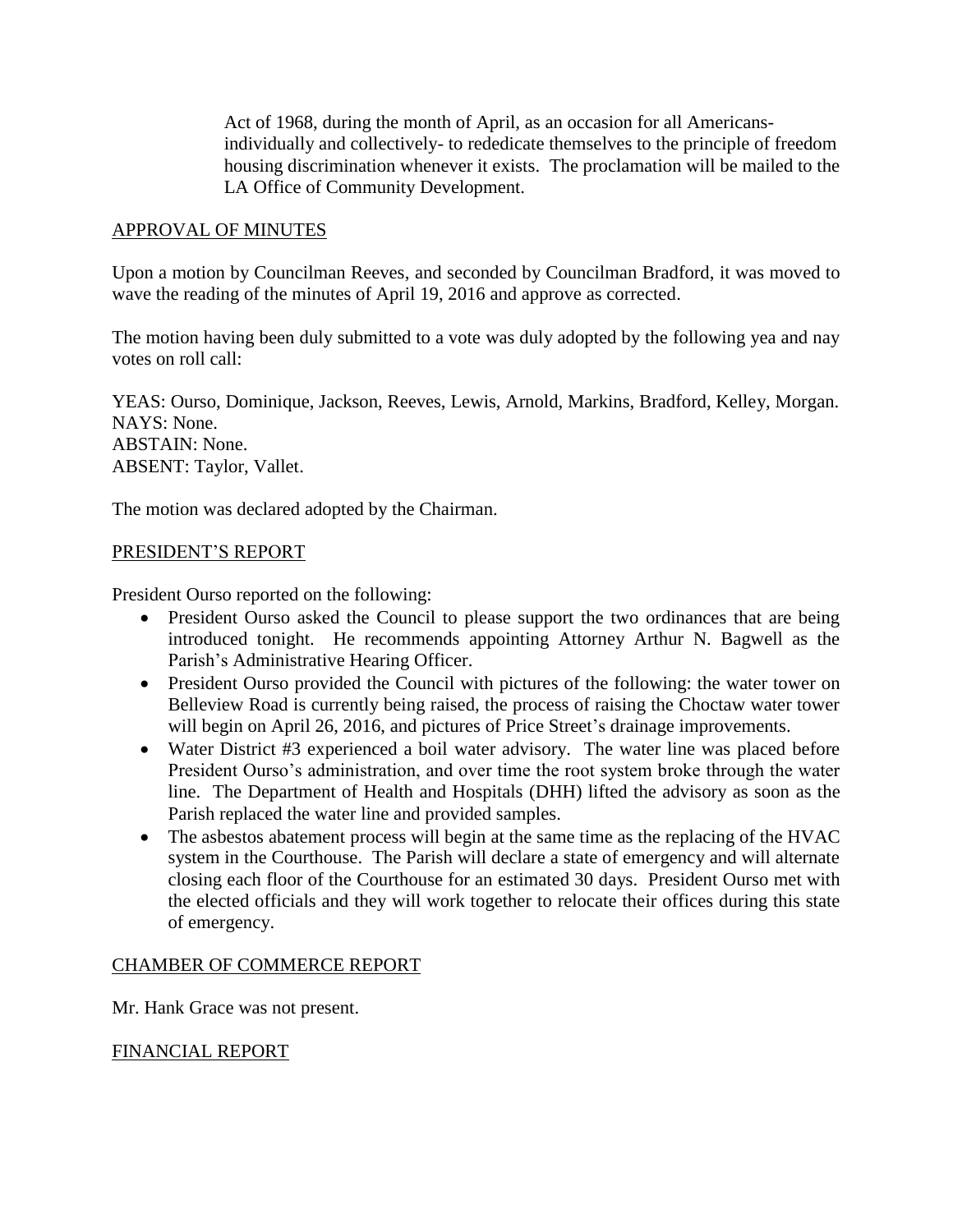Act of 1968, during the month of April, as an occasion for all Americans- individually and collectively- to rededicate themselves to the principle of freedom housing discrimination whenever it exists. The proclamation will be mailed to the LA Office of Community Development.

## APPROVAL OF MINUTES

Upon a motion by Councilman Reeves, and seconded by Councilman Bradford, it was moved to wave the reading of the minutes of April 19, 2016 and approve as corrected.

The motion having been duly submitted to a vote was duly adopted by the following yea and nay votes on roll call:

YEAS: Ourso, Dominique, Jackson, Reeves, Lewis, Arnold, Markins, Bradford, Kelley, Morgan.
NAYS: None.
ABSTAIN: None.
ABSENT: Taylor, Vallet.

The motion was declared adopted by the Chairman.

## PRESIDENT'S REPORT

President Ourso reported on the following:

- President Ourso asked the Council to please support the two ordinances that are being introduced tonight. He recommends appointing Attorney Arthur N. Bagwell as the Parish's Administrative Hearing Officer.
- President Ourso provided the Council with pictures of the following: the water tower on Belleview Road is currently being raised, the process of raising the Choctaw water tower will begin on April 26, 2016, and pictures of Price Street's drainage improvements.
- Water District #3 experienced a boil water advisory. The water line was placed before President Ourso's administration, and over time the root system broke through the water line. The Department of Health and Hospitals (DHH) lifted the advisory as soon as the Parish replaced the water line and provided samples.
- The asbestos abatement process will begin at the same time as the replacing of the HVAC system in the Courthouse. The Parish will declare a state of emergency and will alternate closing each floor of the Courthouse for an estimated 30 days. President Ourso met with the elected officials and they will work together to relocate their offices during this state of emergency.

## CHAMBER OF COMMERCE REPORT

Mr. Hank Grace was not present.

## FINANCIAL REPORT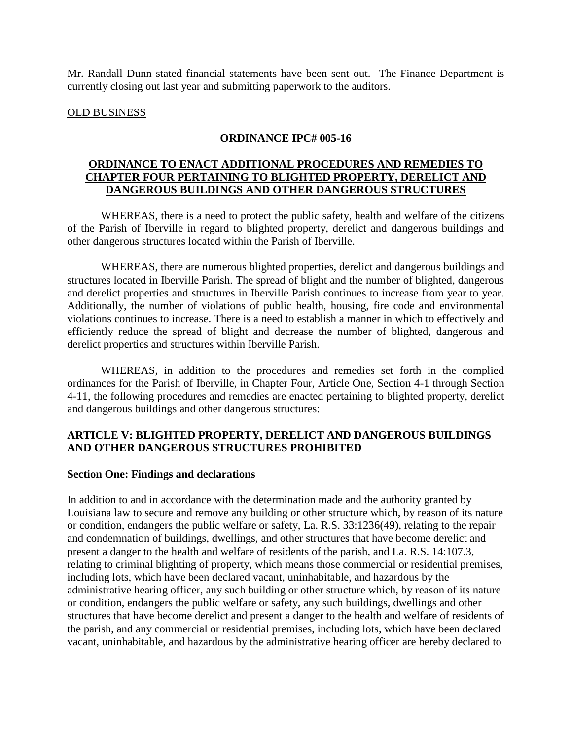Mr. Randall Dunn stated financial statements have been sent out. The Finance Department is currently closing out last year and submitting paperwork to the auditors.

OLD BUSINESS

**ORDINANCE IPC# 005-16**

**ORDINANCE TO ENACT ADDITIONAL PROCEDURES AND REMEDIES TO CHAPTER FOUR PERTAINING TO BLIGHTED PROPERTY, DERELICT AND DANGEROUS BUILDINGS AND OTHER DANGEROUS STRUCTURES**

WHEREAS, there is a need to protect the public safety, health and welfare of the citizens of the Parish of Iberville in regard to blighted property, derelict and dangerous buildings and other dangerous structures located within the Parish of Iberville.

WHEREAS, there are numerous blighted properties, derelict and dangerous buildings and structures located in Iberville Parish. The spread of blight and the number of blighted, dangerous and derelict properties and structures in Iberville Parish continues to increase from year to year. Additionally, the number of violations of public health, housing, fire code and environmental violations continues to increase. There is a need to establish a manner in which to effectively and efficiently reduce the spread of blight and decrease the number of blighted, dangerous and derelict properties and structures within Iberville Parish.

WHEREAS, in addition to the procedures and remedies set forth in the complied ordinances for the Parish of Iberville, in Chapter Four, Article One, Section 4-1 through Section 4-11, the following procedures and remedies are enacted pertaining to blighted property, derelict and dangerous buildings and other dangerous structures:

**ARTICLE V: BLIGHTED PROPERTY, DERELICT AND DANGEROUS BUILDINGS AND OTHER DANGEROUS STRUCTURES PROHIBITED**

**Section One: Findings and declarations**

In addition to and in accordance with the determination made and the authority granted by Louisiana law to secure and remove any building or other structure which, by reason of its nature or condition, endangers the public welfare or safety, La. R.S. 33:1236(49), relating to the repair and condemnation of buildings, dwellings, and other structures that have become derelict and present a danger to the health and welfare of residents of the parish, and La. R.S. 14:107.3, relating to criminal blighting of property, which means those commercial or residential premises, including lots, which have been declared vacant, uninhabitable, and hazardous by the administrative hearing officer, any such building or other structure which, by reason of its nature or condition, endangers the public welfare or safety, any such buildings, dwellings and other structures that have become derelict and present a danger to the health and welfare of residents of the parish, and any commercial or residential premises, including lots, which have been declared vacant, uninhabitable, and hazardous by the administrative hearing officer are hereby declared to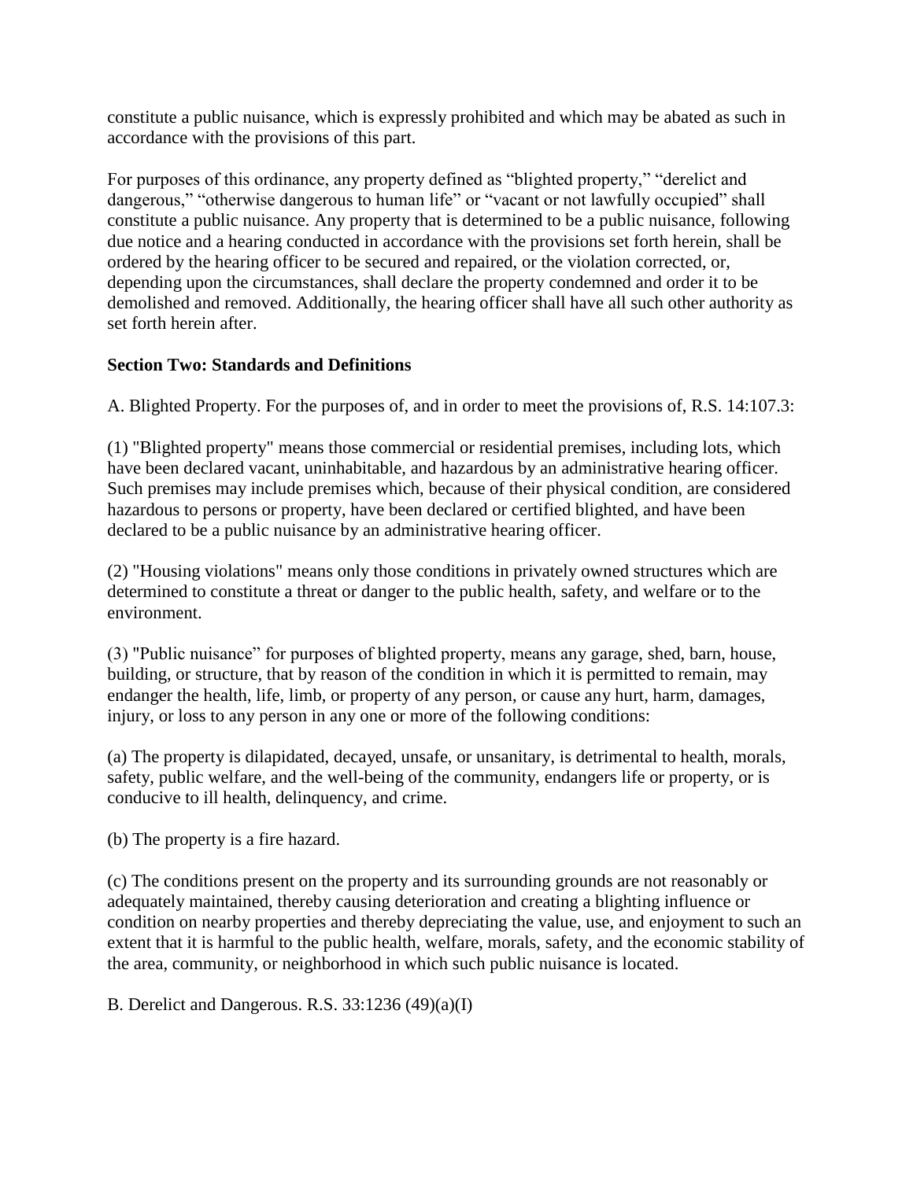constitute a public nuisance, which is expressly prohibited and which may be abated as such in accordance with the provisions of this part.

For purposes of this ordinance, any property defined as "blighted property," "derelict and dangerous," "otherwise dangerous to human life" or "vacant or not lawfully occupied" shall constitute a public nuisance. Any property that is determined to be a public nuisance, following due notice and a hearing conducted in accordance with the provisions set forth herein, shall be ordered by the hearing officer to be secured and repaired, or the violation corrected, or, depending upon the circumstances, shall declare the property condemned and order it to be demolished and removed. Additionally, the hearing officer shall have all such other authority as set forth herein after.

**Section Two: Standards and Definitions**

A. Blighted Property. For the purposes of, and in order to meet the provisions of, R.S. 14:107.3:

(1) "Blighted property" means those commercial or residential premises, including lots, which have been declared vacant, uninhabitable, and hazardous by an administrative hearing officer. Such premises may include premises which, because of their physical condition, are considered hazardous to persons or property, have been declared or certified blighted, and have been declared to be a public nuisance by an administrative hearing officer.

(2) "Housing violations" means only those conditions in privately owned structures which are determined to constitute a threat or danger to the public health, safety, and welfare or to the environment.

(3) "Public nuisance" for purposes of blighted property, means any garage, shed, barn, house, building, or structure, that by reason of the condition in which it is permitted to remain, may endanger the health, life, limb, or property of any person, or cause any hurt, harm, damages, injury, or loss to any person in any one or more of the following conditions:

(a) The property is dilapidated, decayed, unsafe, or unsanitary, is detrimental to health, morals, safety, public welfare, and the well-being of the community, endangers life or property, or is conducive to ill health, delinquency, and crime.

(b) The property is a fire hazard.

(c) The conditions present on the property and its surrounding grounds are not reasonably or adequately maintained, thereby causing deterioration and creating a blighting influence or condition on nearby properties and thereby depreciating the value, use, and enjoyment to such an extent that it is harmful to the public health, welfare, morals, safety, and the economic stability of the area, community, or neighborhood in which such public nuisance is located.

B. Derelict and Dangerous. R.S. 33:1236 (49)(a)(I)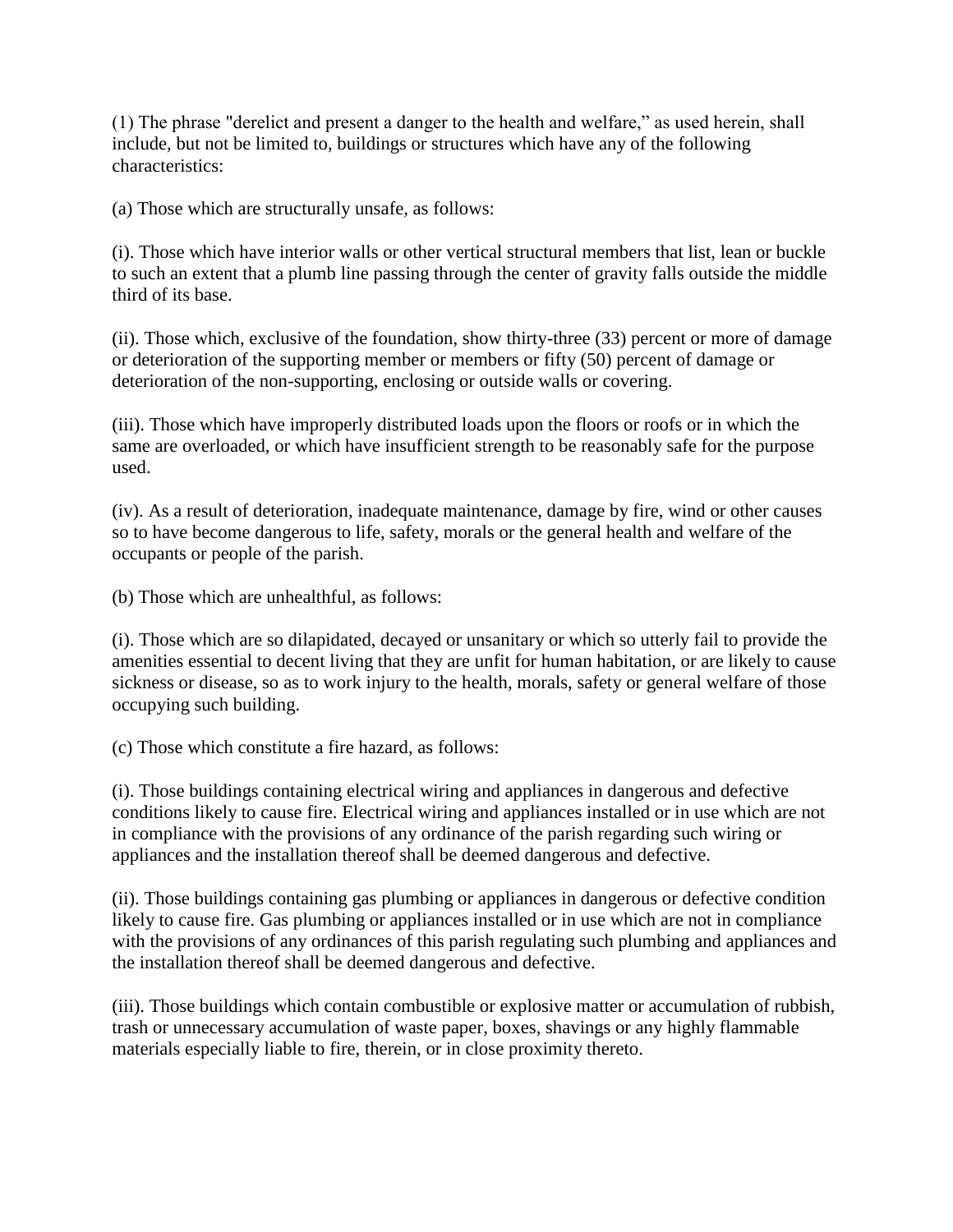(1) The phrase "derelict and present a danger to the health and welfare," as used herein, shall include, but not be limited to, buildings or structures which have any of the following characteristics:

(a) Those which are structurally unsafe, as follows:

(i). Those which have interior walls or other vertical structural members that list, lean or buckle to such an extent that a plumb line passing through the center of gravity falls outside the middle third of its base.

(ii). Those which, exclusive of the foundation, show thirty-three (33) percent or more of damage or deterioration of the supporting member or members or fifty (50) percent of damage or deterioration of the non-supporting, enclosing or outside walls or covering.

(iii). Those which have improperly distributed loads upon the floors or roofs or in which the same are overloaded, or which have insufficient strength to be reasonably safe for the purpose used.

(iv). As a result of deterioration, inadequate maintenance, damage by fire, wind or other causes so to have become dangerous to life, safety, morals or the general health and welfare of the occupants or people of the parish.

(b) Those which are unhealthful, as follows:

(i). Those which are so dilapidated, decayed or unsanitary or which so utterly fail to provide the amenities essential to decent living that they are unfit for human habitation, or are likely to cause sickness or disease, so as to work injury to the health, morals, safety or general welfare of those occupying such building.

(c) Those which constitute a fire hazard, as follows:

(i). Those buildings containing electrical wiring and appliances in dangerous and defective conditions likely to cause fire. Electrical wiring and appliances installed or in use which are not in compliance with the provisions of any ordinance of the parish regarding such wiring or appliances and the installation thereof shall be deemed dangerous and defective.

(ii). Those buildings containing gas plumbing or appliances in dangerous or defective condition likely to cause fire. Gas plumbing or appliances installed or in use which are not in compliance with the provisions of any ordinances of this parish regulating such plumbing and appliances and the installation thereof shall be deemed dangerous and defective.

(iii). Those buildings which contain combustible or explosive matter or accumulation of rubbish, trash or unnecessary accumulation of waste paper, boxes, shavings or any highly flammable materials especially liable to fire, therein, or in close proximity thereto.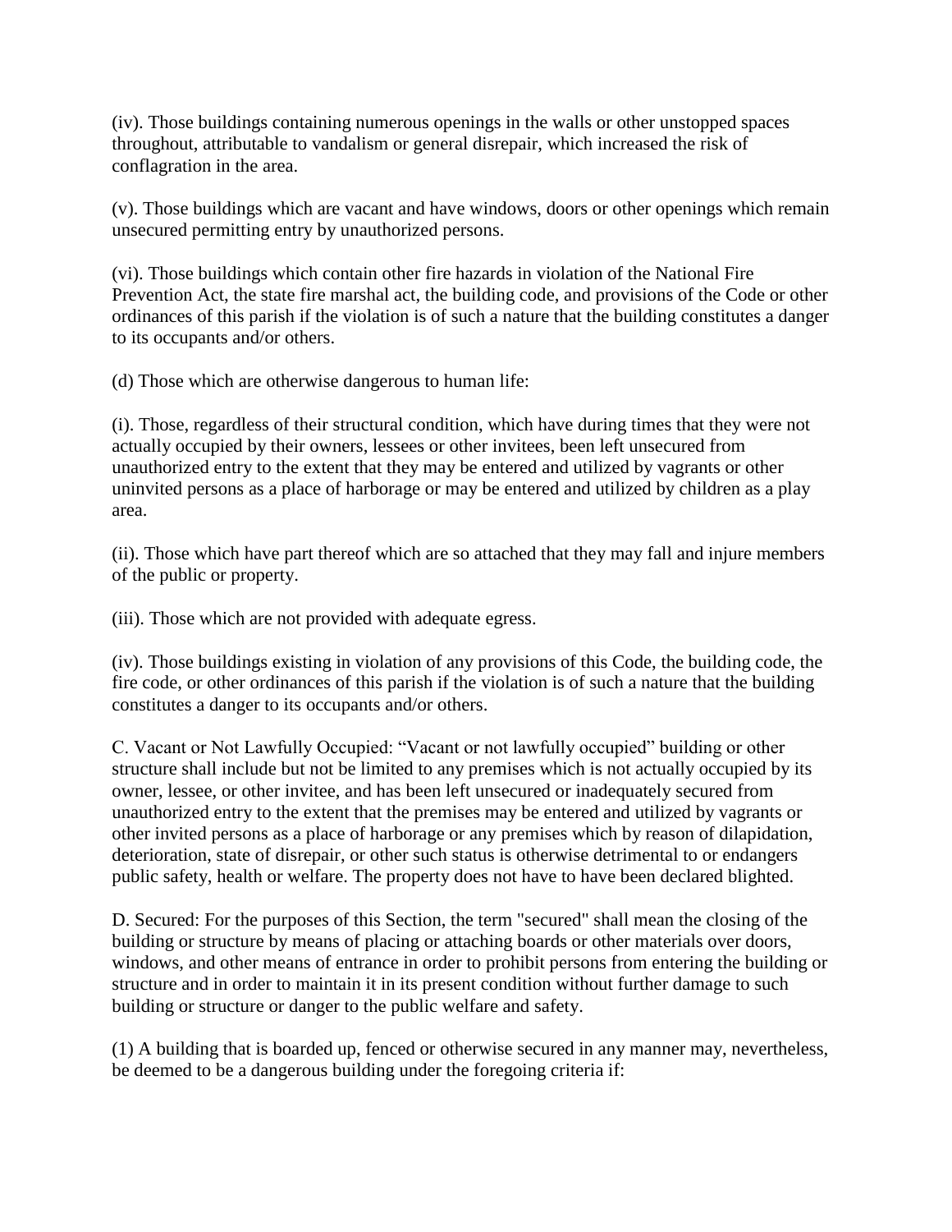(iv). Those buildings containing numerous openings in the walls or other unstopped spaces throughout, attributable to vandalism or general disrepair, which increased the risk of conflagration in the area.

(v). Those buildings which are vacant and have windows, doors or other openings which remain unsecured permitting entry by unauthorized persons.

(vi). Those buildings which contain other fire hazards in violation of the National Fire Prevention Act, the state fire marshal act, the building code, and provisions of the Code or other ordinances of this parish if the violation is of such a nature that the building constitutes a danger to its occupants and/or others.

(d) Those which are otherwise dangerous to human life:

(i). Those, regardless of their structural condition, which have during times that they were not actually occupied by their owners, lessees or other invitees, been left unsecured from unauthorized entry to the extent that they may be entered and utilized by vagrants or other uninvited persons as a place of harborage or may be entered and utilized by children as a play area.

(ii). Those which have part thereof which are so attached that they may fall and injure members of the public or property.

(iii). Those which are not provided with adequate egress.

(iv). Those buildings existing in violation of any provisions of this Code, the building code, the fire code, or other ordinances of this parish if the violation is of such a nature that the building constitutes a danger to its occupants and/or others.

C. Vacant or Not Lawfully Occupied: "Vacant or not lawfully occupied" building or other structure shall include but not be limited to any premises which is not actually occupied by its owner, lessee, or other invitee, and has been left unsecured or inadequately secured from unauthorized entry to the extent that the premises may be entered and utilized by vagrants or other invited persons as a place of harborage or any premises which by reason of dilapidation, deterioration, state of disrepair, or other such status is otherwise detrimental to or endangers public safety, health or welfare. The property does not have to have been declared blighted.

D. Secured: For the purposes of this Section, the term "secured" shall mean the closing of the building or structure by means of placing or attaching boards or other materials over doors, windows, and other means of entrance in order to prohibit persons from entering the building or structure and in order to maintain it in its present condition without further damage to such building or structure or danger to the public welfare and safety.

(1) A building that is boarded up, fenced or otherwise secured in any manner may, nevertheless, be deemed to be a dangerous building under the foregoing criteria if: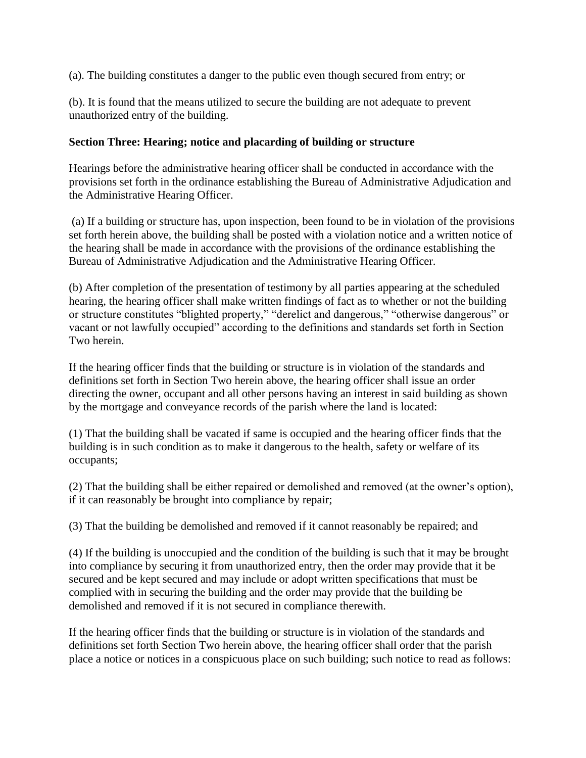(a). The building constitutes a danger to the public even though secured from entry; or

(b). It is found that the means utilized to secure the building are not adequate to prevent unauthorized entry of the building.

**Section Three: Hearing; notice and placarding of building or structure**

Hearings before the administrative hearing officer shall be conducted in accordance with the provisions set forth in the ordinance establishing the Bureau of Administrative Adjudication and the Administrative Hearing Officer.

(a) If a building or structure has, upon inspection, been found to be in violation of the provisions set forth herein above, the building shall be posted with a violation notice and a written notice of the hearing shall be made in accordance with the provisions of the ordinance establishing the Bureau of Administrative Adjudication and the Administrative Hearing Officer.

(b) After completion of the presentation of testimony by all parties appearing at the scheduled hearing, the hearing officer shall make written findings of fact as to whether or not the building or structure constitutes "blighted property," "derelict and dangerous," "otherwise dangerous" or vacant or not lawfully occupied" according to the definitions and standards set forth in Section Two herein.

If the hearing officer finds that the building or structure is in violation of the standards and definitions set forth in Section Two herein above, the hearing officer shall issue an order directing the owner, occupant and all other persons having an interest in said building as shown by the mortgage and conveyance records of the parish where the land is located:

(1) That the building shall be vacated if same is occupied and the hearing officer finds that the building is in such condition as to make it dangerous to the health, safety or welfare of its occupants;

(2) That the building shall be either repaired or demolished and removed (at the owner's option), if it can reasonably be brought into compliance by repair;

(3) That the building be demolished and removed if it cannot reasonably be repaired; and

(4) If the building is unoccupied and the condition of the building is such that it may be brought into compliance by securing it from unauthorized entry, then the order may provide that it be secured and be kept secured and may include or adopt written specifications that must be complied with in securing the building and the order may provide that the building be demolished and removed if it is not secured in compliance therewith.

If the hearing officer finds that the building or structure is in violation of the standards and definitions set forth Section Two herein above, the hearing officer shall order that the parish place a notice or notices in a conspicuous place on such building; such notice to read as follows: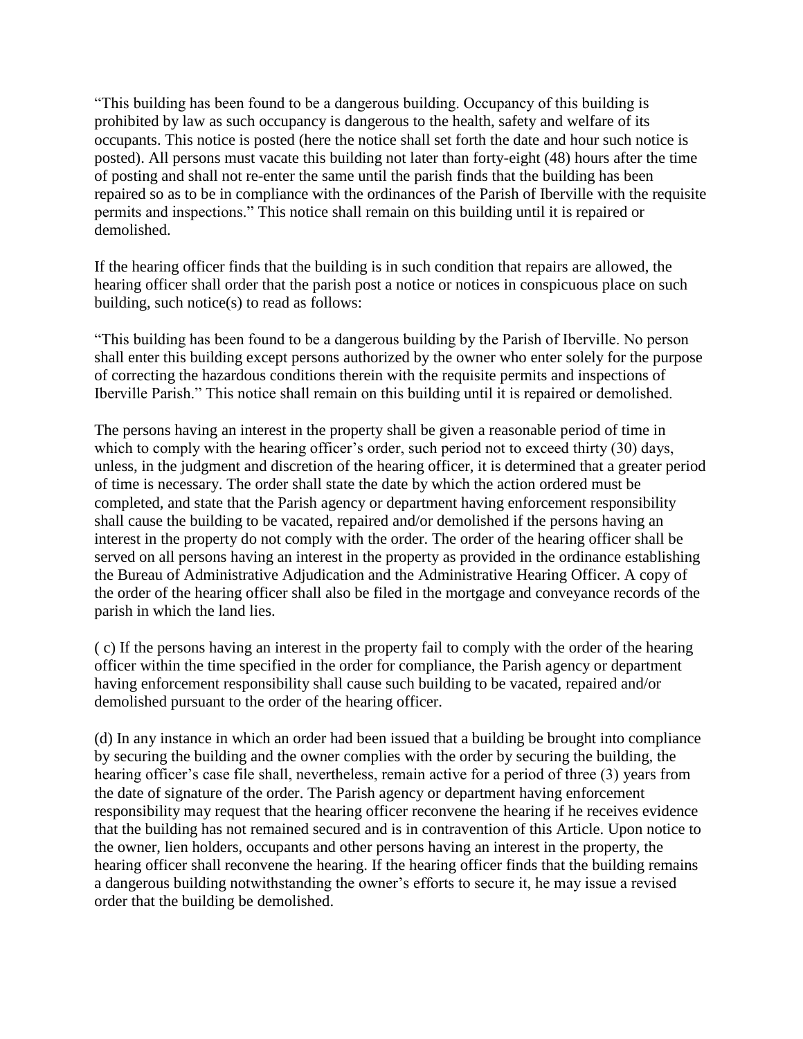"This building has been found to be a dangerous building. Occupancy of this building is prohibited by law as such occupancy is dangerous to the health, safety and welfare of its occupants. This notice is posted (here the notice shall set forth the date and hour such notice is posted). All persons must vacate this building not later than forty-eight (48) hours after the time of posting and shall not re-enter the same until the parish finds that the building has been repaired so as to be in compliance with the ordinances of the Parish of Iberville with the requisite permits and inspections." This notice shall remain on this building until it is repaired or demolished.

If the hearing officer finds that the building is in such condition that repairs are allowed, the hearing officer shall order that the parish post a notice or notices in conspicuous place on such building, such notice(s) to read as follows:

"This building has been found to be a dangerous building by the Parish of Iberville. No person shall enter this building except persons authorized by the owner who enter solely for the purpose of correcting the hazardous conditions therein with the requisite permits and inspections of Iberville Parish." This notice shall remain on this building until it is repaired or demolished.

The persons having an interest in the property shall be given a reasonable period of time in which to comply with the hearing officer's order, such period not to exceed thirty (30) days, unless, in the judgment and discretion of the hearing officer, it is determined that a greater period of time is necessary. The order shall state the date by which the action ordered must be completed, and state that the Parish agency or department having enforcement responsibility shall cause the building to be vacated, repaired and/or demolished if the persons having an interest in the property do not comply with the order. The order of the hearing officer shall be served on all persons having an interest in the property as provided in the ordinance establishing the Bureau of Administrative Adjudication and the Administrative Hearing Officer. A copy of the order of the hearing officer shall also be filed in the mortgage and conveyance records of the parish in which the land lies.

( c) If the persons having an interest in the property fail to comply with the order of the hearing officer within the time specified in the order for compliance, the Parish agency or department having enforcement responsibility shall cause such building to be vacated, repaired and/or demolished pursuant to the order of the hearing officer.

(d) In any instance in which an order had been issued that a building be brought into compliance by securing the building and the owner complies with the order by securing the building, the hearing officer's case file shall, nevertheless, remain active for a period of three (3) years from the date of signature of the order. The Parish agency or department having enforcement responsibility may request that the hearing officer reconvene the hearing if he receives evidence that the building has not remained secured and is in contravention of this Article. Upon notice to the owner, lien holders, occupants and other persons having an interest in the property, the hearing officer shall reconvene the hearing. If the hearing officer finds that the building remains a dangerous building notwithstanding the owner's efforts to secure it, he may issue a revised order that the building be demolished.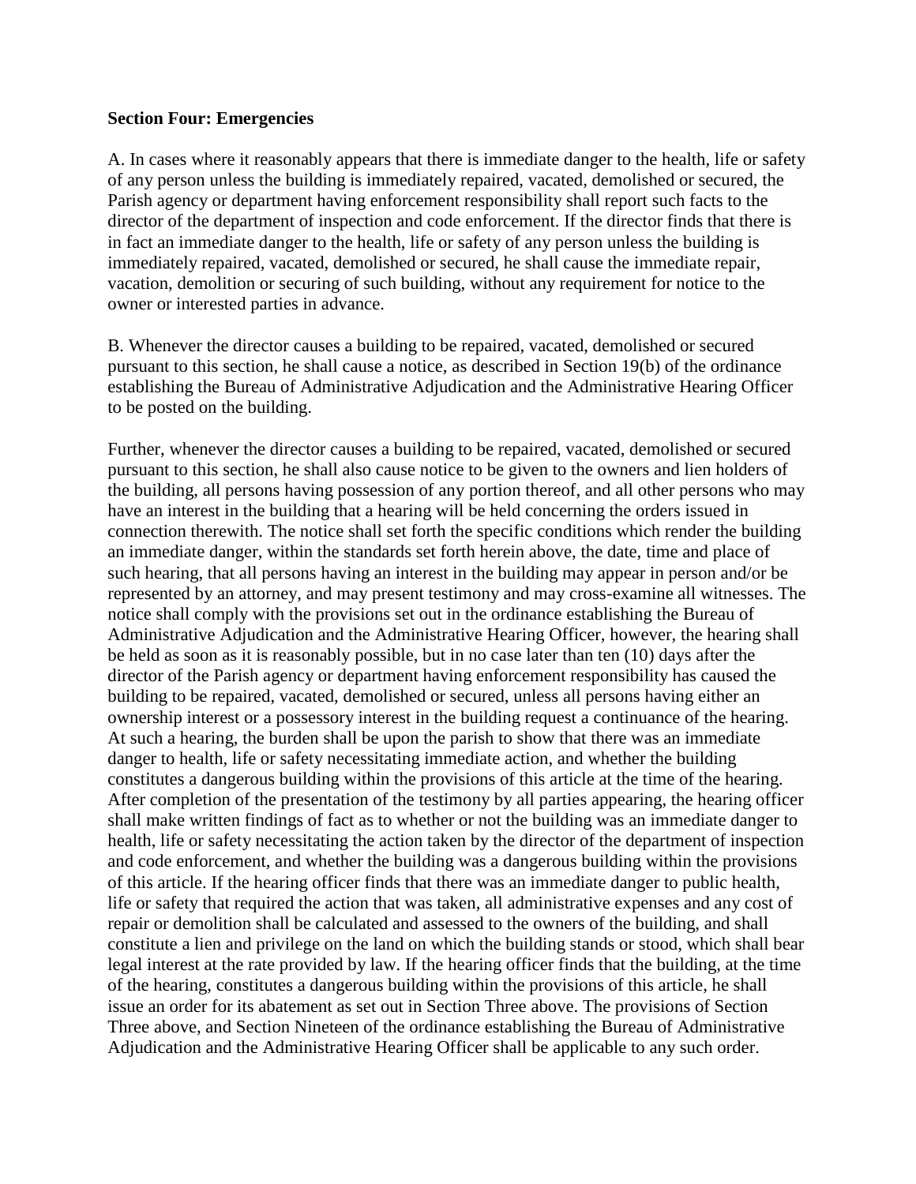**Section Four: Emergencies**

A. In cases where it reasonably appears that there is immediate danger to the health, life or safety of any person unless the building is immediately repaired, vacated, demolished or secured, the Parish agency or department having enforcement responsibility shall report such facts to the director of the department of inspection and code enforcement. If the director finds that there is in fact an immediate danger to the health, life or safety of any person unless the building is immediately repaired, vacated, demolished or secured, he shall cause the immediate repair, vacation, demolition or securing of such building, without any requirement for notice to the owner or interested parties in advance.

B. Whenever the director causes a building to be repaired, vacated, demolished or secured pursuant to this section, he shall cause a notice, as described in Section 19(b) of the ordinance establishing the Bureau of Administrative Adjudication and the Administrative Hearing Officer to be posted on the building.

Further, whenever the director causes a building to be repaired, vacated, demolished or secured pursuant to this section, he shall also cause notice to be given to the owners and lien holders of the building, all persons having possession of any portion thereof, and all other persons who may have an interest in the building that a hearing will be held concerning the orders issued in connection therewith. The notice shall set forth the specific conditions which render the building an immediate danger, within the standards set forth herein above, the date, time and place of such hearing, that all persons having an interest in the building may appear in person and/or be represented by an attorney, and may present testimony and may cross-examine all witnesses. The notice shall comply with the provisions set out in the ordinance establishing the Bureau of Administrative Adjudication and the Administrative Hearing Officer, however, the hearing shall be held as soon as it is reasonably possible, but in no case later than ten (10) days after the director of the Parish agency or department having enforcement responsibility has caused the building to be repaired, vacated, demolished or secured, unless all persons having either an ownership interest or a possessory interest in the building request a continuance of the hearing. At such a hearing, the burden shall be upon the parish to show that there was an immediate danger to health, life or safety necessitating immediate action, and whether the building constitutes a dangerous building within the provisions of this article at the time of the hearing. After completion of the presentation of the testimony by all parties appearing, the hearing officer shall make written findings of fact as to whether or not the building was an immediate danger to health, life or safety necessitating the action taken by the director of the department of inspection and code enforcement, and whether the building was a dangerous building within the provisions of this article. If the hearing officer finds that there was an immediate danger to public health, life or safety that required the action that was taken, all administrative expenses and any cost of repair or demolition shall be calculated and assessed to the owners of the building, and shall constitute a lien and privilege on the land on which the building stands or stood, which shall bear legal interest at the rate provided by law. If the hearing officer finds that the building, at the time of the hearing, constitutes a dangerous building within the provisions of this article, he shall issue an order for its abatement as set out in Section Three above. The provisions of Section Three above, and Section Nineteen of the ordinance establishing the Bureau of Administrative Adjudication and the Administrative Hearing Officer shall be applicable to any such order.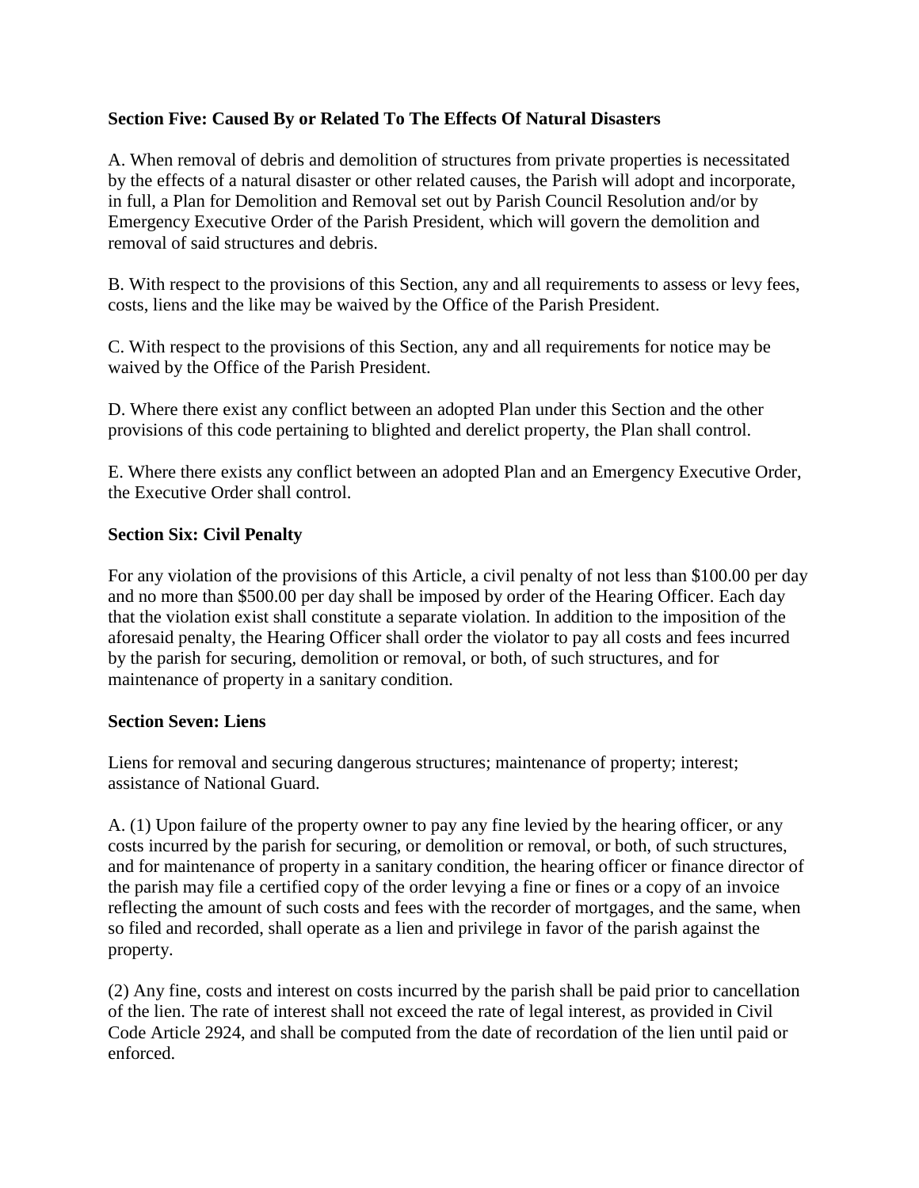**Section Five: Caused By or Related To The Effects Of Natural Disasters**

A. When removal of debris and demolition of structures from private properties is necessitated by the effects of a natural disaster or other related causes, the Parish will adopt and incorporate, in full, a Plan for Demolition and Removal set out by Parish Council Resolution and/or by Emergency Executive Order of the Parish President, which will govern the demolition and removal of said structures and debris.

B. With respect to the provisions of this Section, any and all requirements to assess or levy fees, costs, liens and the like may be waived by the Office of the Parish President.

C. With respect to the provisions of this Section, any and all requirements for notice may be waived by the Office of the Parish President.

D. Where there exist any conflict between an adopted Plan under this Section and the other provisions of this code pertaining to blighted and derelict property, the Plan shall control.

E. Where there exists any conflict between an adopted Plan and an Emergency Executive Order, the Executive Order shall control.

**Section Six: Civil Penalty**

For any violation of the provisions of this Article, a civil penalty of not less than $100.00 per day and no more than $500.00 per day shall be imposed by order of the Hearing Officer. Each day that the violation exist shall constitute a separate violation. In addition to the imposition of the aforesaid penalty, the Hearing Officer shall order the violator to pay all costs and fees incurred by the parish for securing, demolition or removal, or both, of such structures, and for maintenance of property in a sanitary condition.

**Section Seven: Liens**

Liens for removal and securing dangerous structures; maintenance of property; interest; assistance of National Guard.

A. (1) Upon failure of the property owner to pay any fine levied by the hearing officer, or any costs incurred by the parish for securing, or demolition or removal, or both, of such structures, and for maintenance of property in a sanitary condition, the hearing officer or finance director of the parish may file a certified copy of the order levying a fine or fines or a copy of an invoice reflecting the amount of such costs and fees with the recorder of mortgages, and the same, when so filed and recorded, shall operate as a lien and privilege in favor of the parish against the property.

(2) Any fine, costs and interest on costs incurred by the parish shall be paid prior to cancellation of the lien. The rate of interest shall not exceed the rate of legal interest, as provided in Civil Code Article 2924, and shall be computed from the date of recordation of the lien until paid or enforced.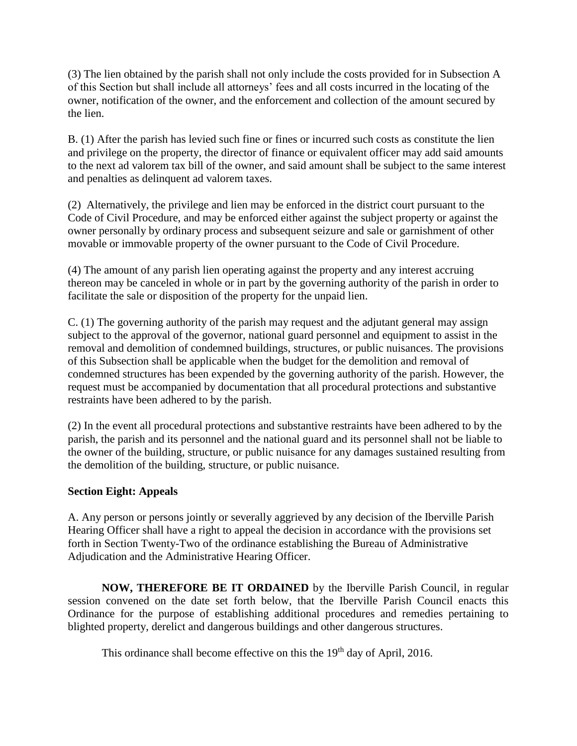(3) The lien obtained by the parish shall not only include the costs provided for in Subsection A of this Section but shall include all attorneys' fees and all costs incurred in the locating of the owner, notification of the owner, and the enforcement and collection of the amount secured by the lien.

B. (1) After the parish has levied such fine or fines or incurred such costs as constitute the lien and privilege on the property, the director of finance or equivalent officer may add said amounts to the next ad valorem tax bill of the owner, and said amount shall be subject to the same interest and penalties as delinquent ad valorem taxes.

(2) Alternatively, the privilege and lien may be enforced in the district court pursuant to the Code of Civil Procedure, and may be enforced either against the subject property or against the owner personally by ordinary process and subsequent seizure and sale or garnishment of other movable or immovable property of the owner pursuant to the Code of Civil Procedure.

(4) The amount of any parish lien operating against the property and any interest accruing thereon may be canceled in whole or in part by the governing authority of the parish in order to facilitate the sale or disposition of the property for the unpaid lien.

C. (1) The governing authority of the parish may request and the adjutant general may assign subject to the approval of the governor, national guard personnel and equipment to assist in the removal and demolition of condemned buildings, structures, or public nuisances. The provisions of this Subsection shall be applicable when the budget for the demolition and removal of condemned structures has been expended by the governing authority of the parish. However, the request must be accompanied by documentation that all procedural protections and substantive restraints have been adhered to by the parish.

(2) In the event all procedural protections and substantive restraints have been adhered to by the parish, the parish and its personnel and the national guard and its personnel shall not be liable to the owner of the building, structure, or public nuisance for any damages sustained resulting from the demolition of the building, structure, or public nuisance.

**Section Eight: Appeals**

A. Any person or persons jointly or severally aggrieved by any decision of the Iberville Parish Hearing Officer shall have a right to appeal the decision in accordance with the provisions set forth in Section Twenty-Two of the ordinance establishing the Bureau of Administrative Adjudication and the Administrative Hearing Officer.

**NOW, THEREFORE BE IT ORDAINED** by the Iberville Parish Council, in regular session convened on the date set forth below, that the Iberville Parish Council enacts this Ordinance for the purpose of establishing additional procedures and remedies pertaining to blighted property, derelict and dangerous buildings and other dangerous structures.

This ordinance shall become effective on this the 19th day of April, 2016.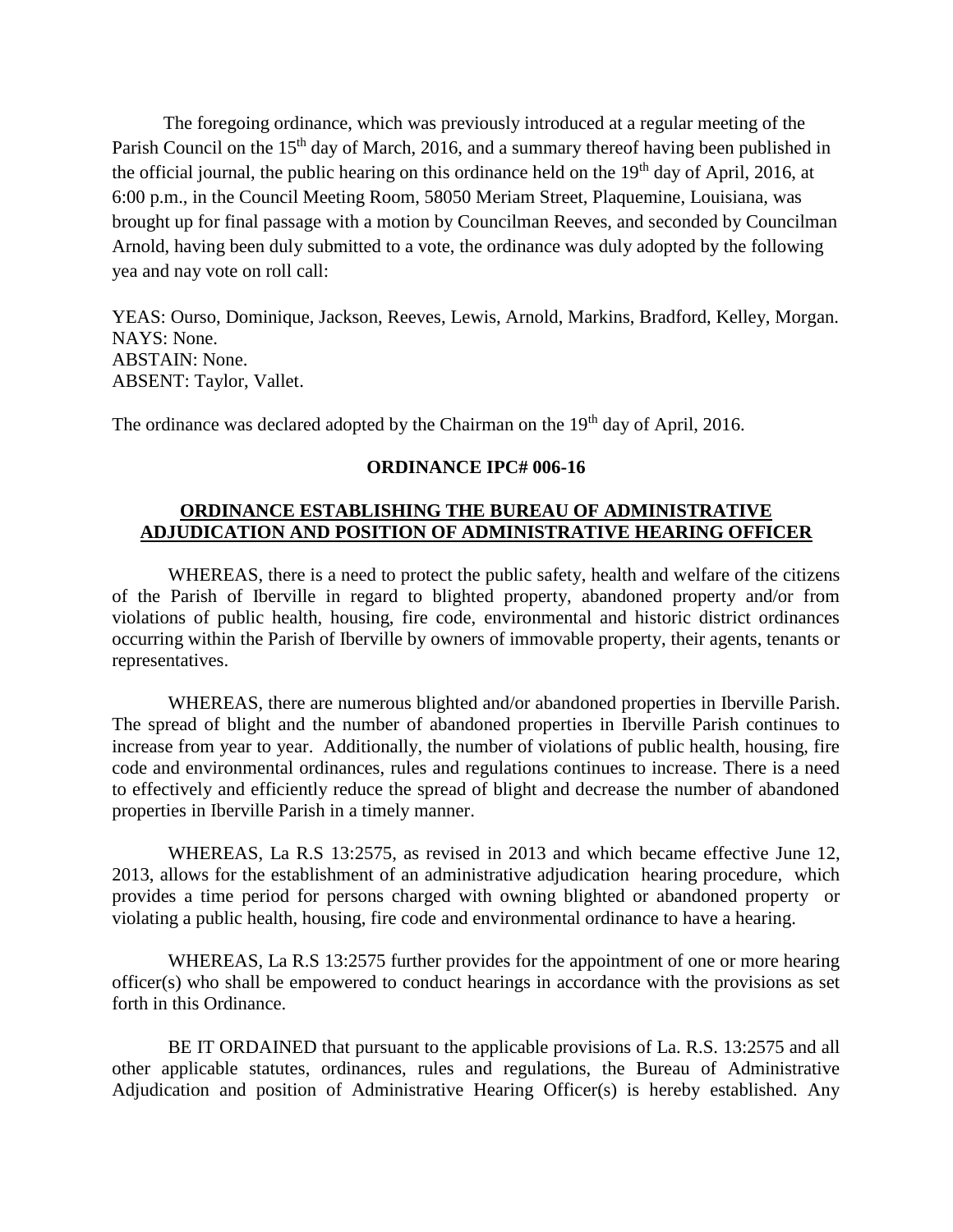The foregoing ordinance, which was previously introduced at a regular meeting of the Parish Council on the 15th day of March, 2016, and a summary thereof having been published in the official journal, the public hearing on this ordinance held on the 19th day of April, 2016, at 6:00 p.m., in the Council Meeting Room, 58050 Meriam Street, Plaquemine, Louisiana, was brought up for final passage with a motion by Councilman Reeves, and seconded by Councilman Arnold, having been duly submitted to a vote, the ordinance was duly adopted by the following yea and nay vote on roll call:

YEAS: Ourso, Dominique, Jackson, Reeves, Lewis, Arnold, Markins, Bradford, Kelley, Morgan.
NAYS: None.
ABSTAIN: None.
ABSENT: Taylor, Vallet.

The ordinance was declared adopted by the Chairman on the 19th day of April, 2016.

**ORDINANCE IPC# 006-16**

**ORDINANCE ESTABLISHING THE BUREAU OF ADMINISTRATIVE ADJUDICATION AND POSITION OF ADMINISTRATIVE HEARING OFFICER**

WHEREAS, there is a need to protect the public safety, health and welfare of the citizens of the Parish of Iberville in regard to blighted property, abandoned property and/or from violations of public health, housing, fire code, environmental and historic district ordinances occurring within the Parish of Iberville by owners of immovable property, their agents, tenants or representatives.

WHEREAS, there are numerous blighted and/or abandoned properties in Iberville Parish. The spread of blight and the number of abandoned properties in Iberville Parish continues to increase from year to year. Additionally, the number of violations of public health, housing, fire code and environmental ordinances, rules and regulations continues to increase. There is a need to effectively and efficiently reduce the spread of blight and decrease the number of abandoned properties in Iberville Parish in a timely manner.

WHEREAS, La R.S 13:2575, as revised in 2013 and which became effective June 12, 2013, allows for the establishment of an administrative adjudication hearing procedure, which provides a time period for persons charged with owning blighted or abandoned property or violating a public health, housing, fire code and environmental ordinance to have a hearing.

WHEREAS, La R.S 13:2575 further provides for the appointment of one or more hearing officer(s) who shall be empowered to conduct hearings in accordance with the provisions as set forth in this Ordinance.

BE IT ORDAINED that pursuant to the applicable provisions of La. R.S. 13:2575 and all other applicable statutes, ordinances, rules and regulations, the Bureau of Administrative Adjudication and position of Administrative Hearing Officer(s) is hereby established. Any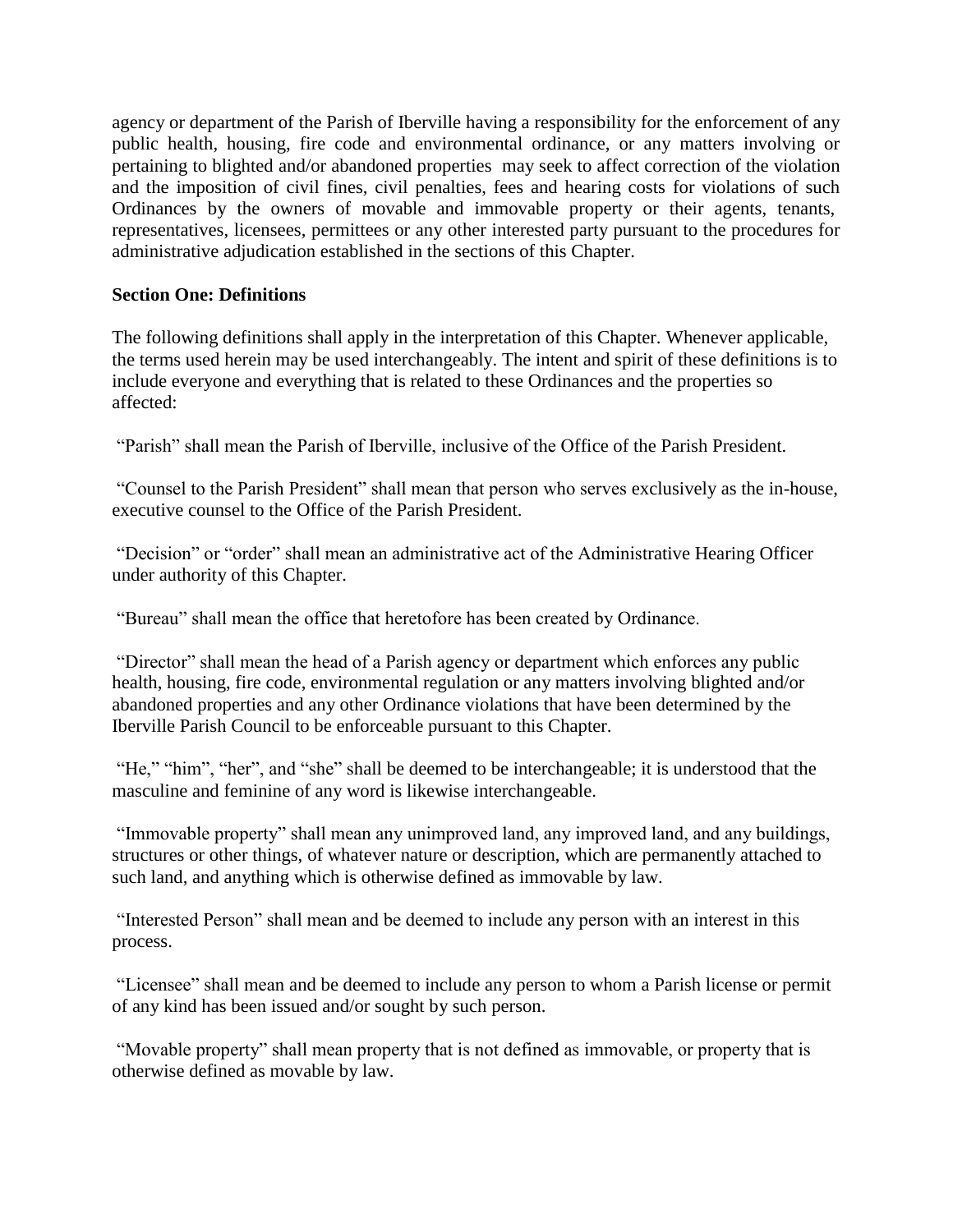agency or department of the Parish of Iberville having a responsibility for the enforcement of any public health, housing, fire code and environmental ordinance, or any matters involving or pertaining to blighted and/or abandoned properties may seek to affect correction of the violation and the imposition of civil fines, civil penalties, fees and hearing costs for violations of such Ordinances by the owners of movable and immovable property or their agents, tenants, representatives, licensees, permittees or any other interested party pursuant to the procedures for administrative adjudication established in the sections of this Chapter.

**Section One: Definitions**

The following definitions shall apply in the interpretation of this Chapter. Whenever applicable, the terms used herein may be used interchangeably. The intent and spirit of these definitions is to include everyone and everything that is related to these Ordinances and the properties so affected:

"Parish" shall mean the Parish of Iberville, inclusive of the Office of the Parish President.

"Counsel to the Parish President" shall mean that person who serves exclusively as the in-house, executive counsel to the Office of the Parish President.

"Decision" or "order" shall mean an administrative act of the Administrative Hearing Officer under authority of this Chapter.

"Bureau" shall mean the office that heretofore has been created by Ordinance.

"Director" shall mean the head of a Parish agency or department which enforces any public health, housing, fire code, environmental regulation or any matters involving blighted and/or abandoned properties and any other Ordinance violations that have been determined by the Iberville Parish Council to be enforceable pursuant to this Chapter.

"He," "him", "her", and "she" shall be deemed to be interchangeable; it is understood that the masculine and feminine of any word is likewise interchangeable.

"Immovable property" shall mean any unimproved land, any improved land, and any buildings, structures or other things, of whatever nature or description, which are permanently attached to such land, and anything which is otherwise defined as immovable by law.

"Interested Person" shall mean and be deemed to include any person with an interest in this process.

"Licensee" shall mean and be deemed to include any person to whom a Parish license or permit of any kind has been issued and/or sought by such person.

"Movable property" shall mean property that is not defined as immovable, or property that is otherwise defined as movable by law.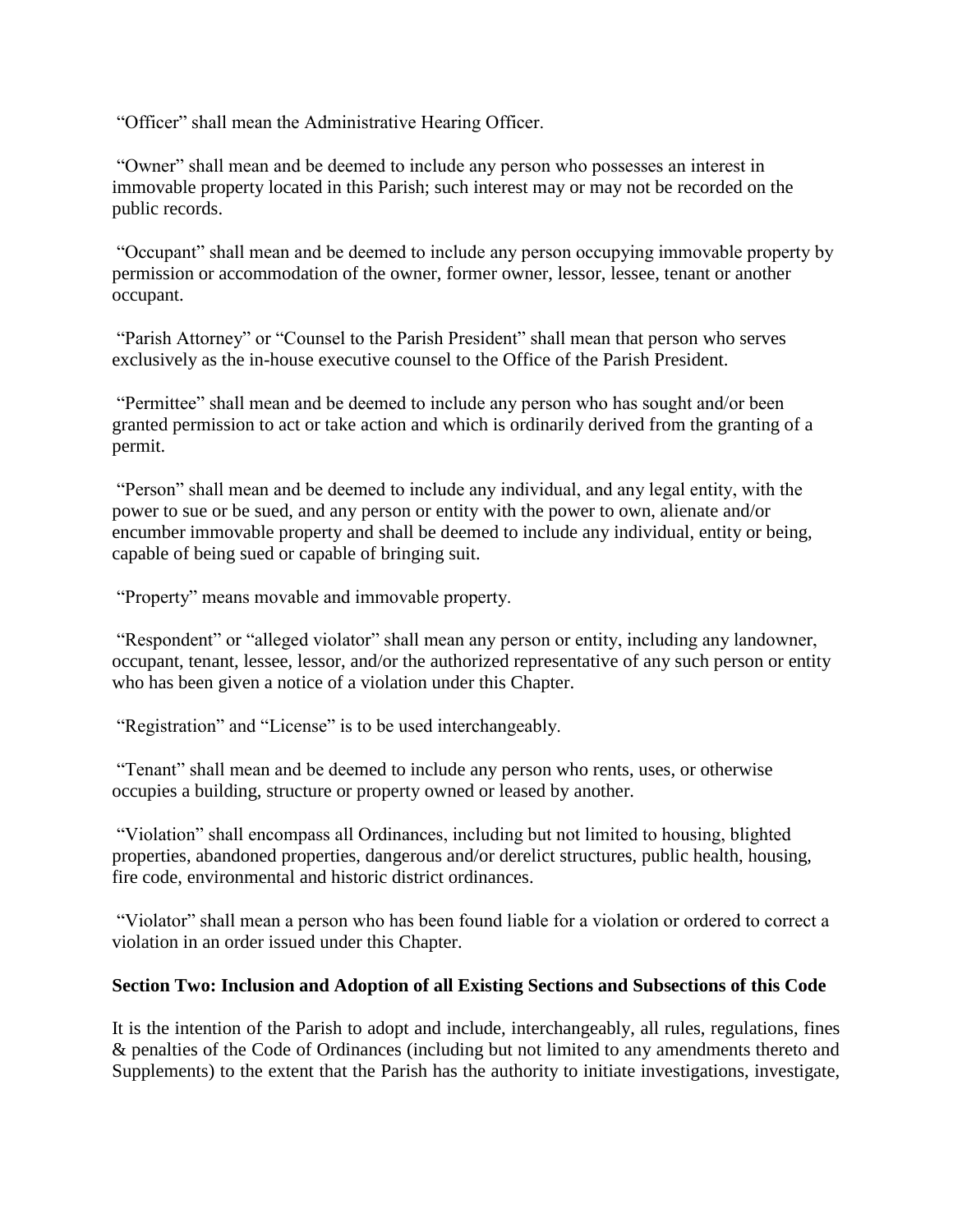"Officer" shall mean the Administrative Hearing Officer.

"Owner" shall mean and be deemed to include any person who possesses an interest in immovable property located in this Parish; such interest may or may not be recorded on the public records.

"Occupant" shall mean and be deemed to include any person occupying immovable property by permission or accommodation of the owner, former owner, lessor, lessee, tenant or another occupant.

"Parish Attorney" or "Counsel to the Parish President" shall mean that person who serves exclusively as the in-house executive counsel to the Office of the Parish President.

"Permittee" shall mean and be deemed to include any person who has sought and/or been granted permission to act or take action and which is ordinarily derived from the granting of a permit.

"Person" shall mean and be deemed to include any individual, and any legal entity, with the power to sue or be sued, and any person or entity with the power to own, alienate and/or encumber immovable property and shall be deemed to include any individual, entity or being, capable of being sued or capable of bringing suit.

"Property" means movable and immovable property.

"Respondent" or "alleged violator" shall mean any person or entity, including any landowner, occupant, tenant, lessee, lessor, and/or the authorized representative of any such person or entity who has been given a notice of a violation under this Chapter.

"Registration" and "License" is to be used interchangeably.

"Tenant" shall mean and be deemed to include any person who rents, uses, or otherwise occupies a building, structure or property owned or leased by another.

"Violation" shall encompass all Ordinances, including but not limited to housing, blighted properties, abandoned properties, dangerous and/or derelict structures, public health, housing, fire code, environmental and historic district ordinances.

"Violator" shall mean a person who has been found liable for a violation or ordered to correct a violation in an order issued under this Chapter.

**Section Two: Inclusion and Adoption of all Existing Sections and Subsections of this Code**

It is the intention of the Parish to adopt and include, interchangeably, all rules, regulations, fines & penalties of the Code of Ordinances (including but not limited to any amendments thereto and Supplements) to the extent that the Parish has the authority to initiate investigations, investigate,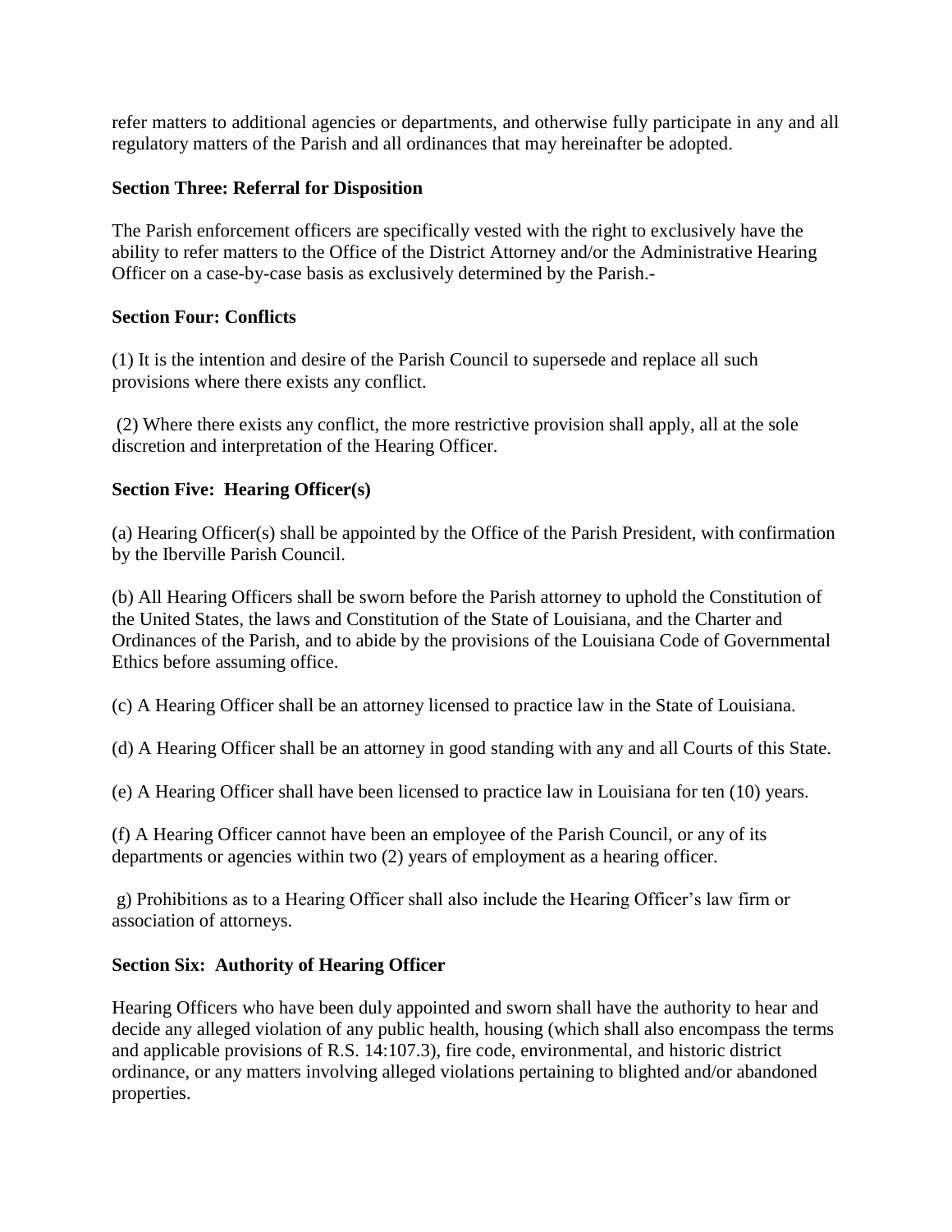refer matters to additional agencies or departments, and otherwise fully participate in any and all regulatory matters of the Parish and all ordinances that may hereinafter be adopted.

**Section Three: Referral for Disposition**

The Parish enforcement officers are specifically vested with the right to exclusively have the ability to refer matters to the Office of the District Attorney and/or the Administrative Hearing Officer on a case-by-case basis as exclusively determined by the Parish.-

**Section Four: Conflicts**

(1) It is the intention and desire of the Parish Council to supersede and replace all such provisions where there exists any conflict.

(2) Where there exists any conflict, the more restrictive provision shall apply, all at the sole discretion and interpretation of the Hearing Officer.

**Section Five: Hearing Officer(s)**

(a) Hearing Officer(s) shall be appointed by the Office of the Parish President, with confirmation by the Iberville Parish Council.

(b) All Hearing Officers shall be sworn before the Parish attorney to uphold the Constitution of the United States, the laws and Constitution of the State of Louisiana, and the Charter and Ordinances of the Parish, and to abide by the provisions of the Louisiana Code of Governmental Ethics before assuming office.

(c) A Hearing Officer shall be an attorney licensed to practice law in the State of Louisiana.

(d) A Hearing Officer shall be an attorney in good standing with any and all Courts of this State.

(e) A Hearing Officer shall have been licensed to practice law in Louisiana for ten (10) years.

(f) A Hearing Officer cannot have been an employee of the Parish Council, or any of its departments or agencies within two (2) years of employment as a hearing officer.

g) Prohibitions as to a Hearing Officer shall also include the Hearing Officer's law firm or association of attorneys.

**Section Six: Authority of Hearing Officer**

Hearing Officers who have been duly appointed and sworn shall have the authority to hear and decide any alleged violation of any public health, housing (which shall also encompass the terms and applicable provisions of R.S. 14:107.3), fire code, environmental, and historic district ordinance, or any matters involving alleged violations pertaining to blighted and/or abandoned properties.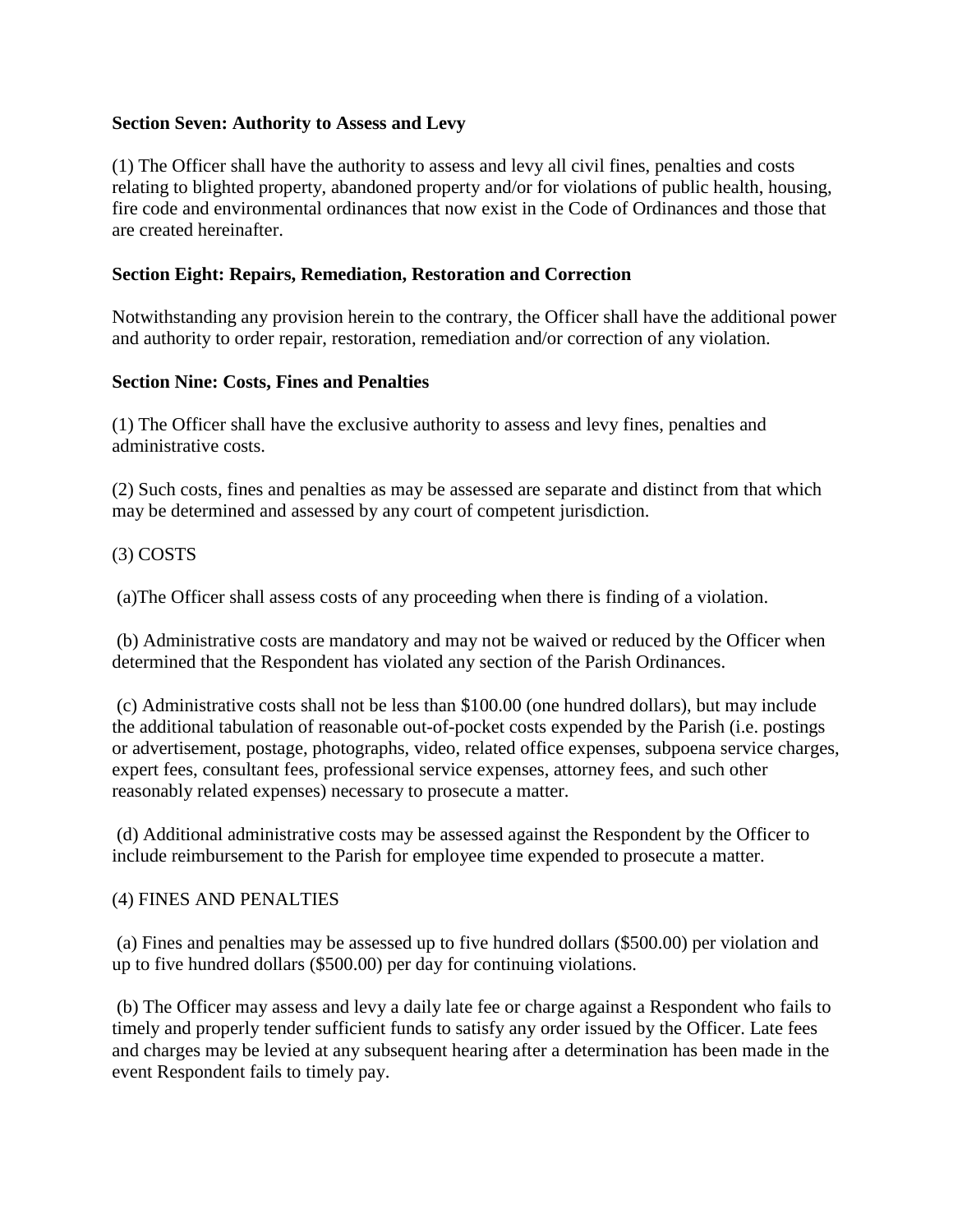**Section Seven: Authority to Assess and Levy**

(1) The Officer shall have the authority to assess and levy all civil fines, penalties and costs relating to blighted property, abandoned property and/or for violations of public health, housing, fire code and environmental ordinances that now exist in the Code of Ordinances and those that are created hereinafter.

**Section Eight: Repairs, Remediation, Restoration and Correction**

Notwithstanding any provision herein to the contrary, the Officer shall have the additional power and authority to order repair, restoration, remediation and/or correction of any violation.

**Section Nine: Costs, Fines and Penalties**

(1) The Officer shall have the exclusive authority to assess and levy fines, penalties and administrative costs.

(2) Such costs, fines and penalties as may be assessed are separate and distinct from that which may be determined and assessed by any court of competent jurisdiction.

(3) COSTS

(a)The Officer shall assess costs of any proceeding when there is finding of a violation.

(b) Administrative costs are mandatory and may not be waived or reduced by the Officer when determined that the Respondent has violated any section of the Parish Ordinances.

(c) Administrative costs shall not be less than $100.00 (one hundred dollars), but may include the additional tabulation of reasonable out-of-pocket costs expended by the Parish (i.e. postings or advertisement, postage, photographs, video, related office expenses, subpoena service charges, expert fees, consultant fees, professional service expenses, attorney fees, and such other reasonably related expenses) necessary to prosecute a matter.

(d) Additional administrative costs may be assessed against the Respondent by the Officer to include reimbursement to the Parish for employee time expended to prosecute a matter.

(4) FINES AND PENALTIES

(a) Fines and penalties may be assessed up to five hundred dollars ($500.00) per violation and up to five hundred dollars ($500.00) per day for continuing violations.

(b) The Officer may assess and levy a daily late fee or charge against a Respondent who fails to timely and properly tender sufficient funds to satisfy any order issued by the Officer. Late fees and charges may be levied at any subsequent hearing after a determination has been made in the event Respondent fails to timely pay.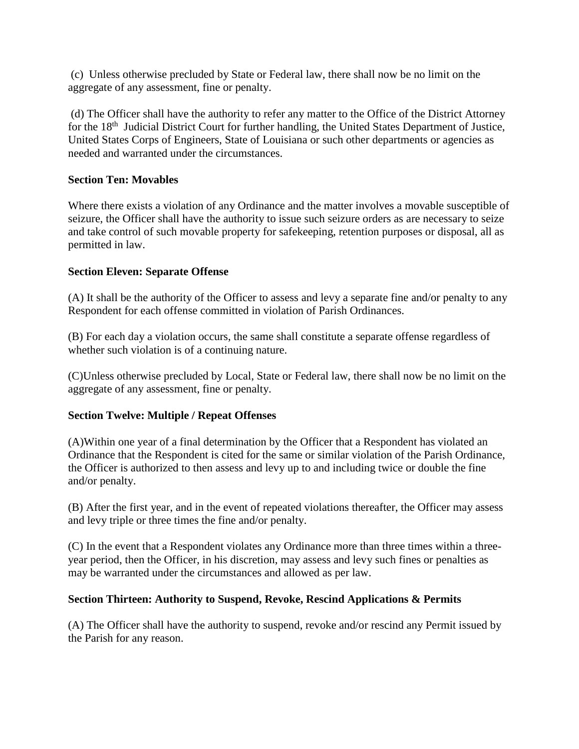(c) Unless otherwise precluded by State or Federal law, there shall now be no limit on the aggregate of any assessment, fine or penalty.

(d) The Officer shall have the authority to refer any matter to the Office of the District Attorney for the 18th Judicial District Court for further handling, the United States Department of Justice, United States Corps of Engineers, State of Louisiana or such other departments or agencies as needed and warranted under the circumstances.

**Section Ten: Movables**

Where there exists a violation of any Ordinance and the matter involves a movable susceptible of seizure, the Officer shall have the authority to issue such seizure orders as are necessary to seize and take control of such movable property for safekeeping, retention purposes or disposal, all as permitted in law.

**Section Eleven: Separate Offense**

(A) It shall be the authority of the Officer to assess and levy a separate fine and/or penalty to any Respondent for each offense committed in violation of Parish Ordinances.

(B) For each day a violation occurs, the same shall constitute a separate offense regardless of whether such violation is of a continuing nature.

(C)Unless otherwise precluded by Local, State or Federal law, there shall now be no limit on the aggregate of any assessment, fine or penalty.

**Section Twelve: Multiple / Repeat Offenses**

(A)Within one year of a final determination by the Officer that a Respondent has violated an Ordinance that the Respondent is cited for the same or similar violation of the Parish Ordinance, the Officer is authorized to then assess and levy up to and including twice or double the fine and/or penalty.

(B) After the first year, and in the event of repeated violations thereafter, the Officer may assess and levy triple or three times the fine and/or penalty.

(C) In the event that a Respondent violates any Ordinance more than three times within a three-year period, then the Officer, in his discretion, may assess and levy such fines or penalties as may be warranted under the circumstances and allowed as per law.

**Section Thirteen: Authority to Suspend, Revoke, Rescind Applications & Permits**

(A) The Officer shall have the authority to suspend, revoke and/or rescind any Permit issued by the Parish for any reason.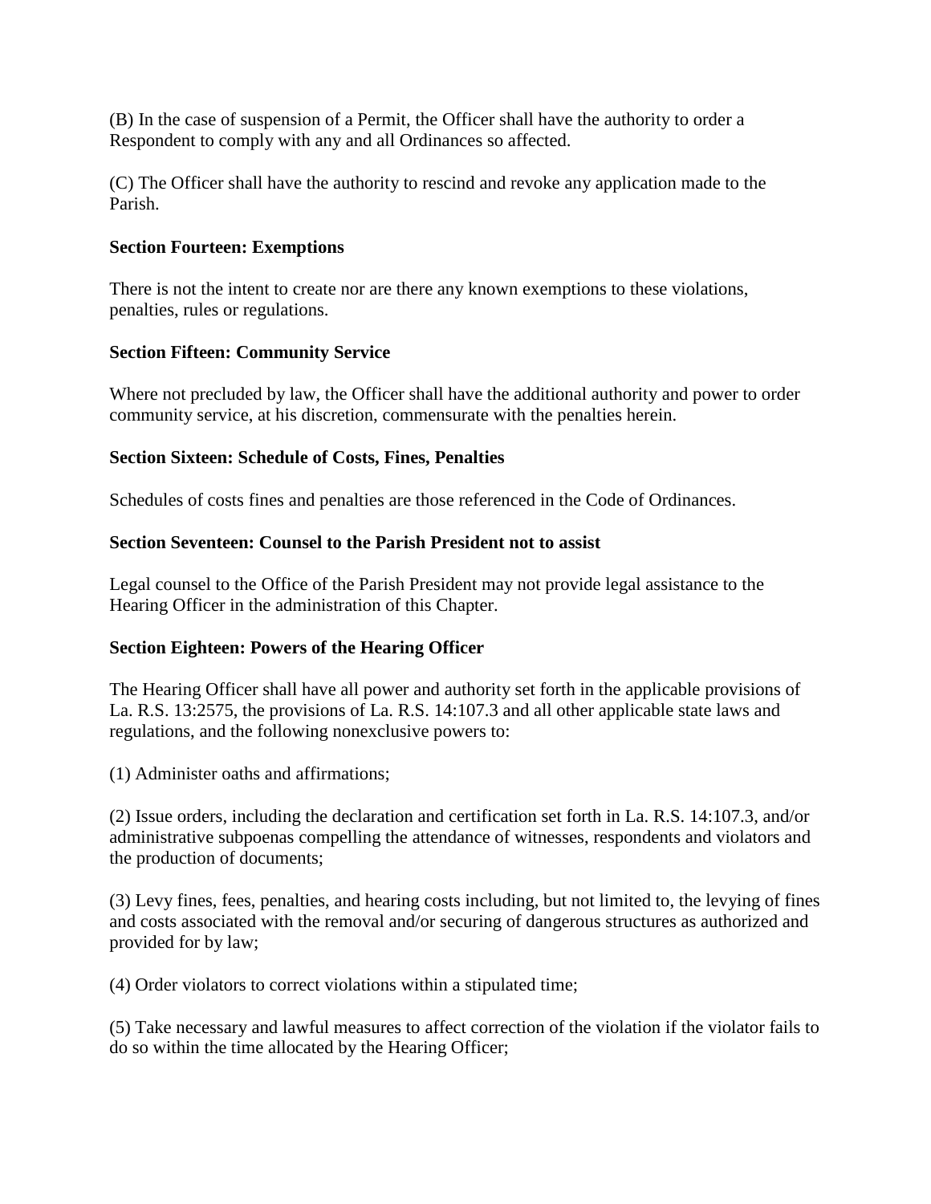(B) In the case of suspension of a Permit, the Officer shall have the authority to order a Respondent to comply with any and all Ordinances so affected.

(C) The Officer shall have the authority to rescind and revoke any application made to the Parish.

**Section Fourteen: Exemptions**

There is not the intent to create nor are there any known exemptions to these violations, penalties, rules or regulations.

**Section Fifteen: Community Service**

Where not precluded by law, the Officer shall have the additional authority and power to order community service, at his discretion, commensurate with the penalties herein.

**Section Sixteen: Schedule of Costs, Fines, Penalties**

Schedules of costs fines and penalties are those referenced in the Code of Ordinances.

**Section Seventeen: Counsel to the Parish President not to assist**

Legal counsel to the Office of the Parish President may not provide legal assistance to the Hearing Officer in the administration of this Chapter.

**Section Eighteen: Powers of the Hearing Officer**

The Hearing Officer shall have all power and authority set forth in the applicable provisions of La. R.S. 13:2575, the provisions of La. R.S. 14:107.3 and all other applicable state laws and regulations, and the following nonexclusive powers to:

(1) Administer oaths and affirmations;

(2) Issue orders, including the declaration and certification set forth in La. R.S. 14:107.3, and/or administrative subpoenas compelling the attendance of witnesses, respondents and violators and the production of documents;

(3) Levy fines, fees, penalties, and hearing costs including, but not limited to, the levying of fines and costs associated with the removal and/or securing of dangerous structures as authorized and provided for by law;

(4) Order violators to correct violations within a stipulated time;

(5) Take necessary and lawful measures to affect correction of the violation if the violator fails to do so within the time allocated by the Hearing Officer;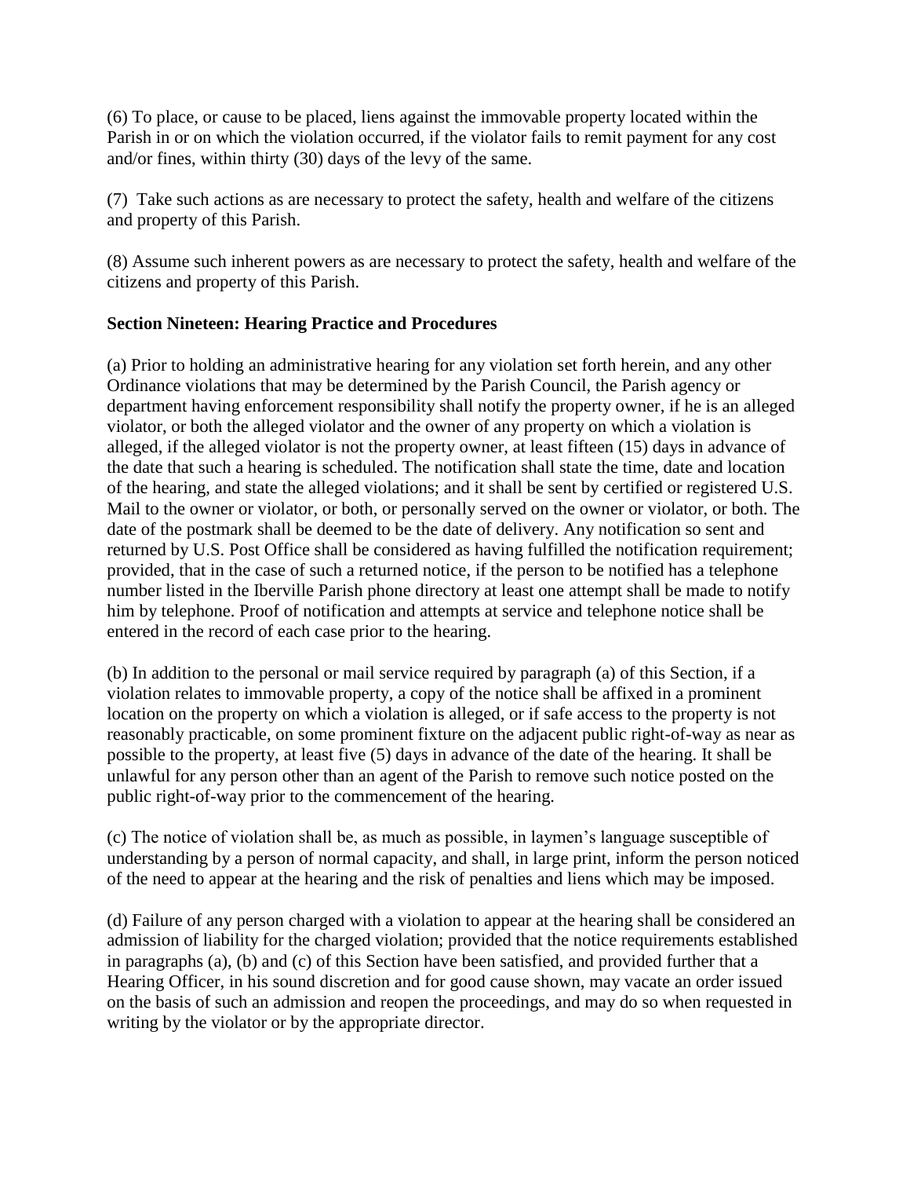(6) To place, or cause to be placed, liens against the immovable property located within the Parish in or on which the violation occurred, if the violator fails to remit payment for any cost and/or fines, within thirty (30) days of the levy of the same.

(7) Take such actions as are necessary to protect the safety, health and welfare of the citizens and property of this Parish.

(8) Assume such inherent powers as are necessary to protect the safety, health and welfare of the citizens and property of this Parish.

**Section Nineteen: Hearing Practice and Procedures**

(a) Prior to holding an administrative hearing for any violation set forth herein, and any other Ordinance violations that may be determined by the Parish Council, the Parish agency or department having enforcement responsibility shall notify the property owner, if he is an alleged violator, or both the alleged violator and the owner of any property on which a violation is alleged, if the alleged violator is not the property owner, at least fifteen (15) days in advance of the date that such a hearing is scheduled. The notification shall state the time, date and location of the hearing, and state the alleged violations; and it shall be sent by certified or registered U.S. Mail to the owner or violator, or both, or personally served on the owner or violator, or both. The date of the postmark shall be deemed to be the date of delivery. Any notification so sent and returned by U.S. Post Office shall be considered as having fulfilled the notification requirement; provided, that in the case of such a returned notice, if the person to be notified has a telephone number listed in the Iberville Parish phone directory at least one attempt shall be made to notify him by telephone. Proof of notification and attempts at service and telephone notice shall be entered in the record of each case prior to the hearing.

(b) In addition to the personal or mail service required by paragraph (a) of this Section, if a violation relates to immovable property, a copy of the notice shall be affixed in a prominent location on the property on which a violation is alleged, or if safe access to the property is not reasonably practicable, on some prominent fixture on the adjacent public right-of-way as near as possible to the property, at least five (5) days in advance of the date of the hearing. It shall be unlawful for any person other than an agent of the Parish to remove such notice posted on the public right-of-way prior to the commencement of the hearing.

(c) The notice of violation shall be, as much as possible, in laymen's language susceptible of understanding by a person of normal capacity, and shall, in large print, inform the person noticed of the need to appear at the hearing and the risk of penalties and liens which may be imposed.

(d) Failure of any person charged with a violation to appear at the hearing shall be considered an admission of liability for the charged violation; provided that the notice requirements established in paragraphs (a), (b) and (c) of this Section have been satisfied, and provided further that a Hearing Officer, in his sound discretion and for good cause shown, may vacate an order issued on the basis of such an admission and reopen the proceedings, and may do so when requested in writing by the violator or by the appropriate director.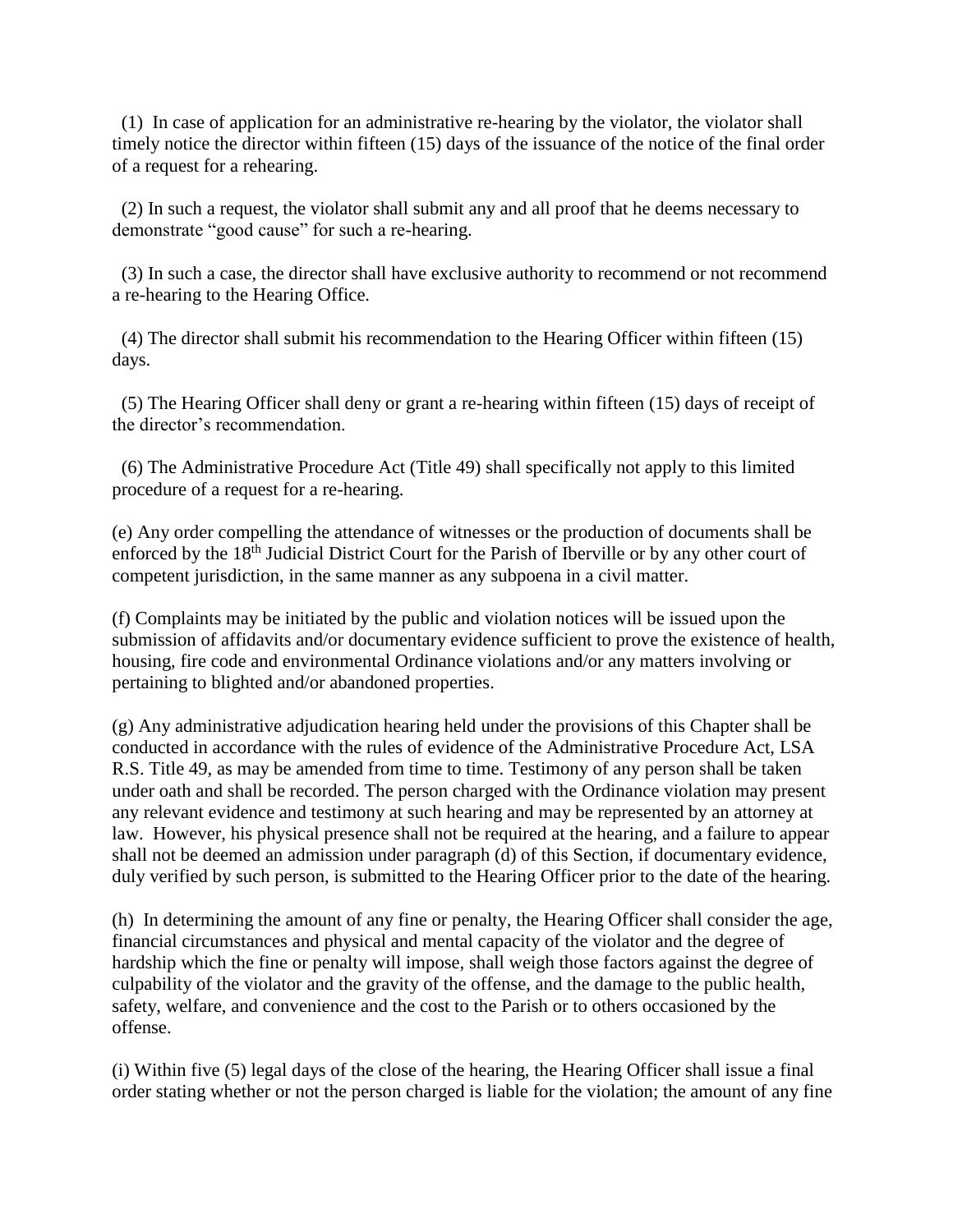(1) In case of application for an administrative re-hearing by the violator, the violator shall timely notice the director within fifteen (15) days of the issuance of the notice of the final order of a request for a rehearing.

(2) In such a request, the violator shall submit any and all proof that he deems necessary to demonstrate "good cause" for such a re-hearing.

(3) In such a case, the director shall have exclusive authority to recommend or not recommend a re-hearing to the Hearing Office.

(4) The director shall submit his recommendation to the Hearing Officer within fifteen (15) days.

(5) The Hearing Officer shall deny or grant a re-hearing within fifteen (15) days of receipt of the director's recommendation.

(6) The Administrative Procedure Act (Title 49) shall specifically not apply to this limited procedure of a request for a re-hearing.

(e) Any order compelling the attendance of witnesses or the production of documents shall be enforced by the 18th Judicial District Court for the Parish of Iberville or by any other court of competent jurisdiction, in the same manner as any subpoena in a civil matter.

(f) Complaints may be initiated by the public and violation notices will be issued upon the submission of affidavits and/or documentary evidence sufficient to prove the existence of health, housing, fire code and environmental Ordinance violations and/or any matters involving or pertaining to blighted and/or abandoned properties.

(g) Any administrative adjudication hearing held under the provisions of this Chapter shall be conducted in accordance with the rules of evidence of the Administrative Procedure Act, LSA R.S. Title 49, as may be amended from time to time. Testimony of any person shall be taken under oath and shall be recorded. The person charged with the Ordinance violation may present any relevant evidence and testimony at such hearing and may be represented by an attorney at law. However, his physical presence shall not be required at the hearing, and a failure to appear shall not be deemed an admission under paragraph (d) of this Section, if documentary evidence, duly verified by such person, is submitted to the Hearing Officer prior to the date of the hearing.

(h) In determining the amount of any fine or penalty, the Hearing Officer shall consider the age, financial circumstances and physical and mental capacity of the violator and the degree of hardship which the fine or penalty will impose, shall weigh those factors against the degree of culpability of the violator and the gravity of the offense, and the damage to the public health, safety, welfare, and convenience and the cost to the Parish or to others occasioned by the offense.

(i) Within five (5) legal days of the close of the hearing, the Hearing Officer shall issue a final order stating whether or not the person charged is liable for the violation; the amount of any fine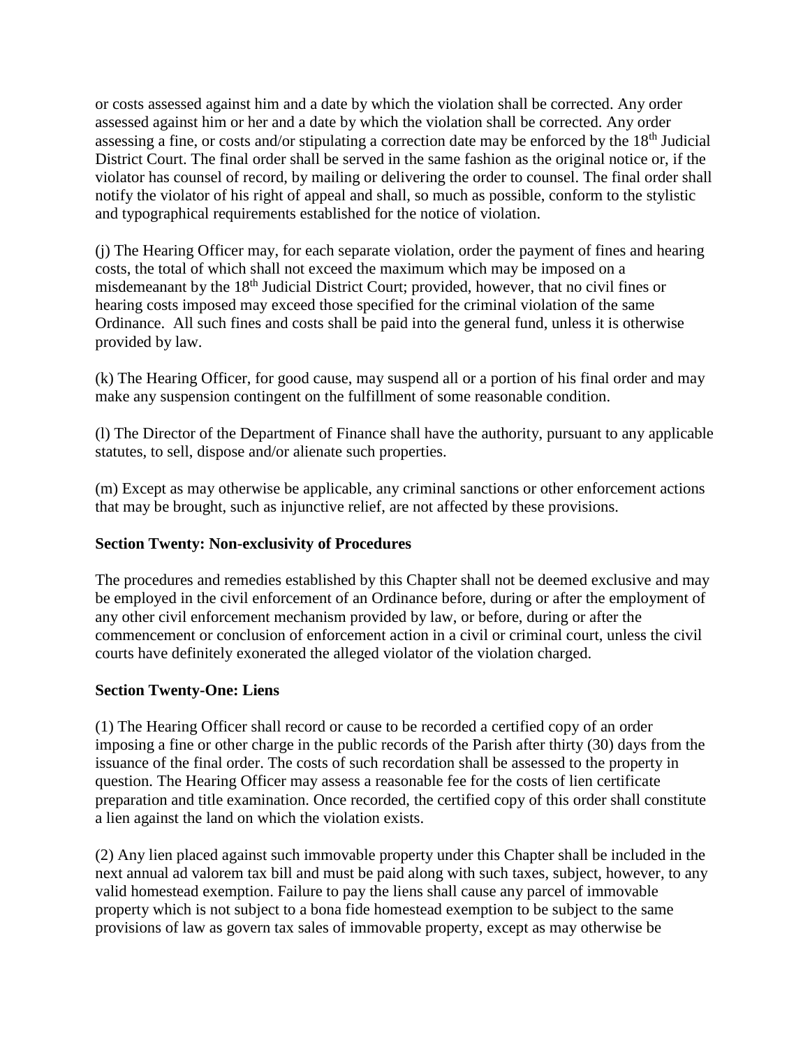or costs assessed against him and a date by which the violation shall be corrected. Any order assessed against him or her and a date by which the violation shall be corrected. Any order assessing a fine, or costs and/or stipulating a correction date may be enforced by the 18th Judicial District Court. The final order shall be served in the same fashion as the original notice or, if the violator has counsel of record, by mailing or delivering the order to counsel. The final order shall notify the violator of his right of appeal and shall, so much as possible, conform to the stylistic and typographical requirements established for the notice of violation.

(j) The Hearing Officer may, for each separate violation, order the payment of fines and hearing costs, the total of which shall not exceed the maximum which may be imposed on a misdemeanant by the 18th Judicial District Court; provided, however, that no civil fines or hearing costs imposed may exceed those specified for the criminal violation of the same Ordinance. All such fines and costs shall be paid into the general fund, unless it is otherwise provided by law.

(k) The Hearing Officer, for good cause, may suspend all or a portion of his final order and may make any suspension contingent on the fulfillment of some reasonable condition.

(l) The Director of the Department of Finance shall have the authority, pursuant to any applicable statutes, to sell, dispose and/or alienate such properties.

(m) Except as may otherwise be applicable, any criminal sanctions or other enforcement actions that may be brought, such as injunctive relief, are not affected by these provisions.

**Section Twenty: Non-exclusivity of Procedures**

The procedures and remedies established by this Chapter shall not be deemed exclusive and may be employed in the civil enforcement of an Ordinance before, during or after the employment of any other civil enforcement mechanism provided by law, or before, during or after the commencement or conclusion of enforcement action in a civil or criminal court, unless the civil courts have definitely exonerated the alleged violator of the violation charged.

**Section Twenty-One: Liens**

(1) The Hearing Officer shall record or cause to be recorded a certified copy of an order imposing a fine or other charge in the public records of the Parish after thirty (30) days from the issuance of the final order. The costs of such recordation shall be assessed to the property in question. The Hearing Officer may assess a reasonable fee for the costs of lien certificate preparation and title examination. Once recorded, the certified copy of this order shall constitute a lien against the land on which the violation exists.

(2) Any lien placed against such immovable property under this Chapter shall be included in the next annual ad valorem tax bill and must be paid along with such taxes, subject, however, to any valid homestead exemption. Failure to pay the liens shall cause any parcel of immovable property which is not subject to a bona fide homestead exemption to be subject to the same provisions of law as govern tax sales of immovable property, except as may otherwise be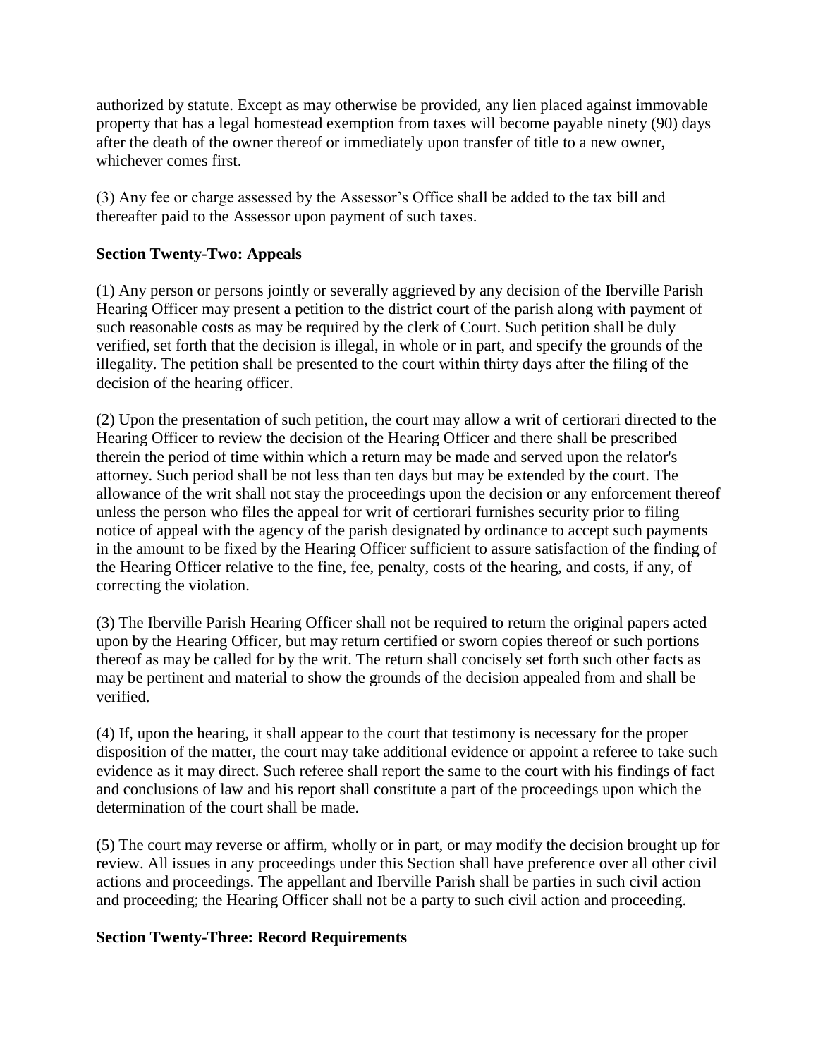authorized by statute. Except as may otherwise be provided, any lien placed against immovable property that has a legal homestead exemption from taxes will become payable ninety (90) days after the death of the owner thereof or immediately upon transfer of title to a new owner, whichever comes first.

(3) Any fee or charge assessed by the Assessor's Office shall be added to the tax bill and thereafter paid to the Assessor upon payment of such taxes.

**Section Twenty-Two: Appeals**

(1) Any person or persons jointly or severally aggrieved by any decision of the Iberville Parish Hearing Officer may present a petition to the district court of the parish along with payment of such reasonable costs as may be required by the clerk of Court. Such petition shall be duly verified, set forth that the decision is illegal, in whole or in part, and specify the grounds of the illegality. The petition shall be presented to the court within thirty days after the filing of the decision of the hearing officer.

(2) Upon the presentation of such petition, the court may allow a writ of certiorari directed to the Hearing Officer to review the decision of the Hearing Officer and there shall be prescribed therein the period of time within which a return may be made and served upon the relator's attorney. Such period shall be not less than ten days but may be extended by the court. The allowance of the writ shall not stay the proceedings upon the decision or any enforcement thereof unless the person who files the appeal for writ of certiorari furnishes security prior to filing notice of appeal with the agency of the parish designated by ordinance to accept such payments in the amount to be fixed by the Hearing Officer sufficient to assure satisfaction of the finding of the Hearing Officer relative to the fine, fee, penalty, costs of the hearing, and costs, if any, of correcting the violation.

(3) The Iberville Parish Hearing Officer shall not be required to return the original papers acted upon by the Hearing Officer, but may return certified or sworn copies thereof or such portions thereof as may be called for by the writ. The return shall concisely set forth such other facts as may be pertinent and material to show the grounds of the decision appealed from and shall be verified.

(4) If, upon the hearing, it shall appear to the court that testimony is necessary for the proper disposition of the matter, the court may take additional evidence or appoint a referee to take such evidence as it may direct. Such referee shall report the same to the court with his findings of fact and conclusions of law and his report shall constitute a part of the proceedings upon which the determination of the court shall be made.

(5) The court may reverse or affirm, wholly or in part, or may modify the decision brought up for review. All issues in any proceedings under this Section shall have preference over all other civil actions and proceedings. The appellant and Iberville Parish shall be parties in such civil action and proceeding; the Hearing Officer shall not be a party to such civil action and proceeding.

**Section Twenty-Three: Record Requirements**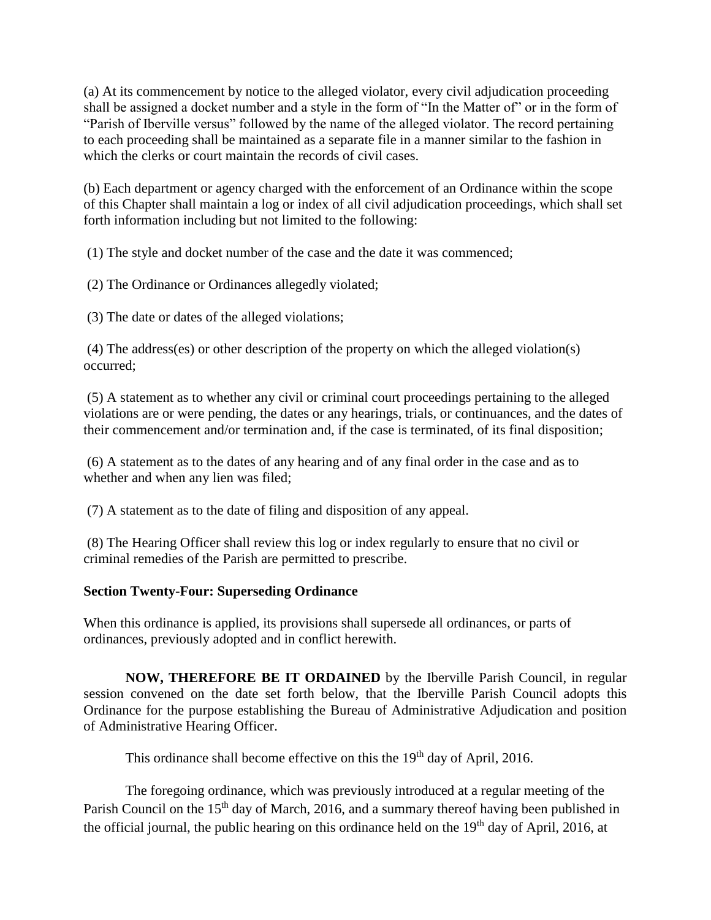(a) At its commencement by notice to the alleged violator, every civil adjudication proceeding shall be assigned a docket number and a style in the form of "In the Matter of" or in the form of "Parish of Iberville versus" followed by the name of the alleged violator. The record pertaining to each proceeding shall be maintained as a separate file in a manner similar to the fashion in which the clerks or court maintain the records of civil cases.

(b) Each department or agency charged with the enforcement of an Ordinance within the scope of this Chapter shall maintain a log or index of all civil adjudication proceedings, which shall set forth information including but not limited to the following:

(1) The style and docket number of the case and the date it was commenced;

(2) The Ordinance or Ordinances allegedly violated;

(3) The date or dates of the alleged violations;

(4) The address(es) or other description of the property on which the alleged violation(s) occurred;

(5) A statement as to whether any civil or criminal court proceedings pertaining to the alleged violations are or were pending, the dates or any hearings, trials, or continuances, and the dates of their commencement and/or termination and, if the case is terminated, of its final disposition;

(6) A statement as to the dates of any hearing and of any final order in the case and as to whether and when any lien was filed;

(7) A statement as to the date of filing and disposition of any appeal.

(8) The Hearing Officer shall review this log or index regularly to ensure that no civil or criminal remedies of the Parish are permitted to prescribe.

**Section Twenty-Four: Superseding Ordinance**

When this ordinance is applied, its provisions shall supersede all ordinances, or parts of ordinances, previously adopted and in conflict herewith.

**NOW, THEREFORE BE IT ORDAINED** by the Iberville Parish Council, in regular session convened on the date set forth below, that the Iberville Parish Council adopts this Ordinance for the purpose establishing the Bureau of Administrative Adjudication and position of Administrative Hearing Officer.

This ordinance shall become effective on this the 19th day of April, 2016.

The foregoing ordinance, which was previously introduced at a regular meeting of the Parish Council on the 15th day of March, 2016, and a summary thereof having been published in the official journal, the public hearing on this ordinance held on the 19th day of April, 2016, at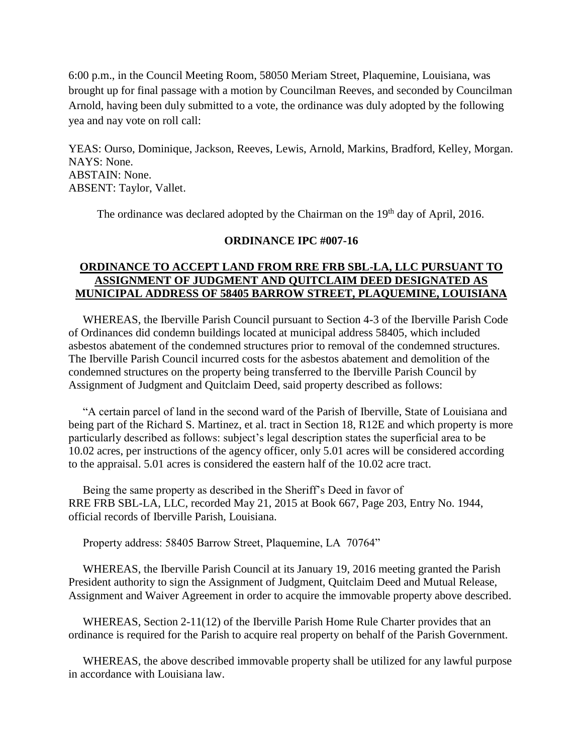6:00 p.m., in the Council Meeting Room, 58050 Meriam Street, Plaquemine, Louisiana, was brought up for final passage with a motion by Councilman Reeves, and seconded by Councilman Arnold, having been duly submitted to a vote, the ordinance was duly adopted by the following yea and nay vote on roll call:

YEAS: Ourso, Dominique, Jackson, Reeves, Lewis, Arnold, Markins, Bradford, Kelley, Morgan.
NAYS: None.
ABSTAIN: None.
ABSENT: Taylor, Vallet.

The ordinance was declared adopted by the Chairman on the 19th day of April, 2016.

**ORDINANCE IPC #007-16**

**ORDINANCE TO ACCEPT LAND FROM RRE FRB SBL-LA, LLC PURSUANT TO ASSIGNMENT OF JUDGMENT AND QUITCLAIM DEED DESIGNATED AS MUNICIPAL ADDRESS OF 58405 BARROW STREET, PLAQUEMINE, LOUISIANA**

WHEREAS, the Iberville Parish Council pursuant to Section 4-3 of the Iberville Parish Code of Ordinances did condemn buildings located at municipal address 58405, which included asbestos abatement of the condemned structures prior to removal of the condemned structures. The Iberville Parish Council incurred costs for the asbestos abatement and demolition of the condemned structures on the property being transferred to the Iberville Parish Council by Assignment of Judgment and Quitclaim Deed, said property described as follows:

"A certain parcel of land in the second ward of the Parish of Iberville, State of Louisiana and being part of the Richard S. Martinez, et al. tract in Section 18, R12E and which property is more particularly described as follows: subject's legal description states the superficial area to be 10.02 acres, per instructions of the agency officer, only 5.01 acres will be considered according to the appraisal. 5.01 acres is considered the eastern half of the 10.02 acre tract.

Being the same property as described in the Sheriff's Deed in favor of RRE FRB SBL-LA, LLC, recorded May 21, 2015 at Book 667, Page 203, Entry No. 1944, official records of Iberville Parish, Louisiana.

Property address: 58405 Barrow Street, Plaquemine, LA 70764"

WHEREAS, the Iberville Parish Council at its January 19, 2016 meeting granted the Parish President authority to sign the Assignment of Judgment, Quitclaim Deed and Mutual Release, Assignment and Waiver Agreement in order to acquire the immovable property above described.

WHEREAS, Section 2-11(12) of the Iberville Parish Home Rule Charter provides that an ordinance is required for the Parish to acquire real property on behalf of the Parish Government.

WHEREAS, the above described immovable property shall be utilized for any lawful purpose in accordance with Louisiana law.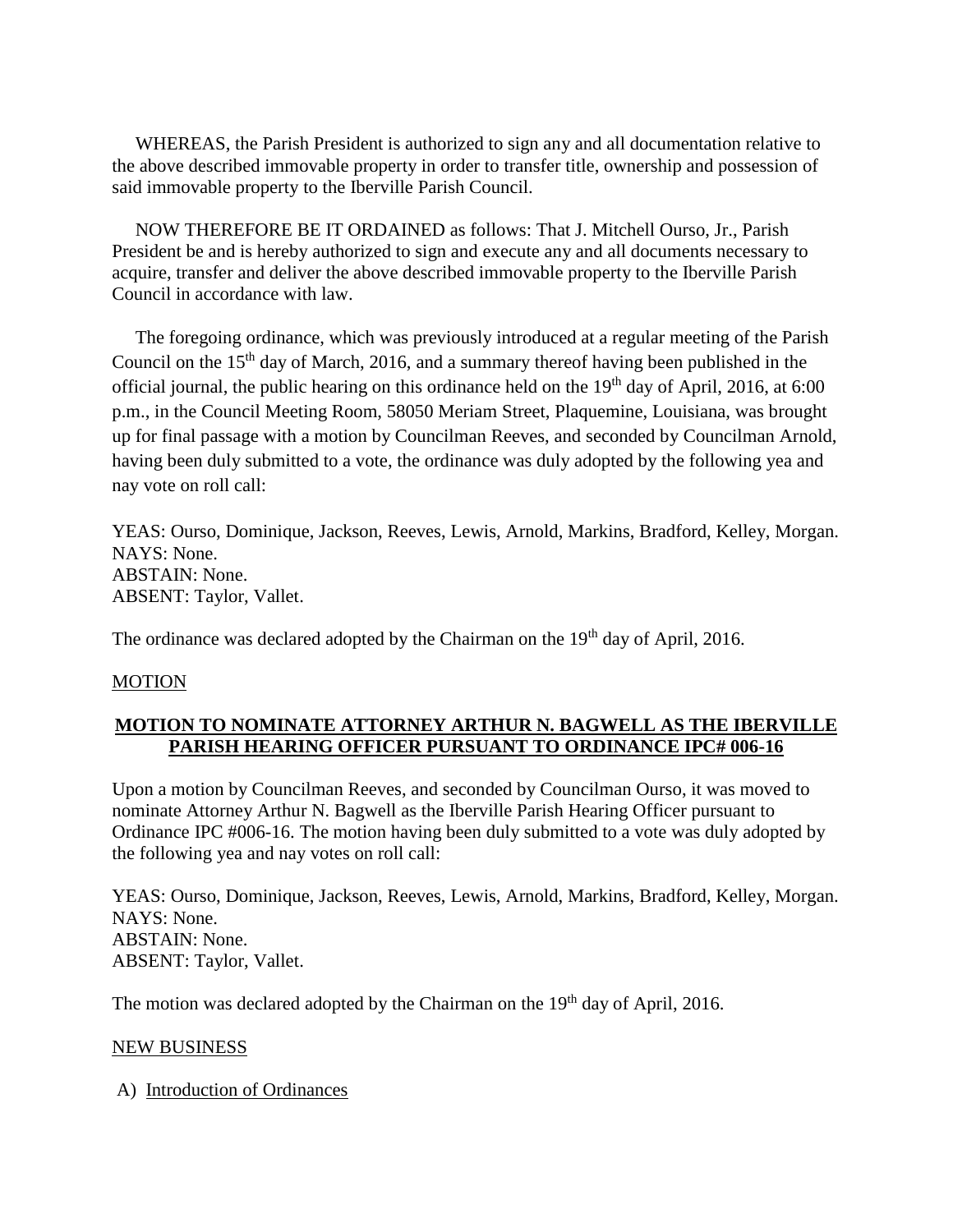WHEREAS, the Parish President is authorized to sign any and all documentation relative to the above described immovable property in order to transfer title, ownership and possession of said immovable property to the Iberville Parish Council.

NOW THEREFORE BE IT ORDAINED as follows: That J. Mitchell Ourso, Jr., Parish President be and is hereby authorized to sign and execute any and all documents necessary to acquire, transfer and deliver the above described immovable property to the Iberville Parish Council in accordance with law.

The foregoing ordinance, which was previously introduced at a regular meeting of the Parish Council on the 15th day of March, 2016, and a summary thereof having been published in the official journal, the public hearing on this ordinance held on the 19th day of April, 2016, at 6:00 p.m., in the Council Meeting Room, 58050 Meriam Street, Plaquemine, Louisiana, was brought up for final passage with a motion by Councilman Reeves, and seconded by Councilman Arnold, having been duly submitted to a vote, the ordinance was duly adopted by the following yea and nay vote on roll call:

YEAS: Ourso, Dominique, Jackson, Reeves, Lewis, Arnold, Markins, Bradford, Kelley, Morgan.
NAYS: None.
ABSTAIN: None.
ABSENT: Taylor, Vallet.

The ordinance was declared adopted by the Chairman on the 19th day of April, 2016.

MOTION

**MOTION TO NOMINATE ATTORNEY ARTHUR N. BAGWELL AS THE IBERVILLE PARISH HEARING OFFICER PURSUANT TO ORDINANCE IPC# 006-16**

Upon a motion by Councilman Reeves, and seconded by Councilman Ourso, it was moved to nominate Attorney Arthur N. Bagwell as the Iberville Parish Hearing Officer pursuant to Ordinance IPC #006-16. The motion having been duly submitted to a vote was duly adopted by the following yea and nay votes on roll call:

YEAS: Ourso, Dominique, Jackson, Reeves, Lewis, Arnold, Markins, Bradford, Kelley, Morgan.
NAYS: None.
ABSTAIN: None.
ABSENT: Taylor, Vallet.

The motion was declared adopted by the Chairman on the 19th day of April, 2016.

NEW BUSINESS

A) Introduction of Ordinances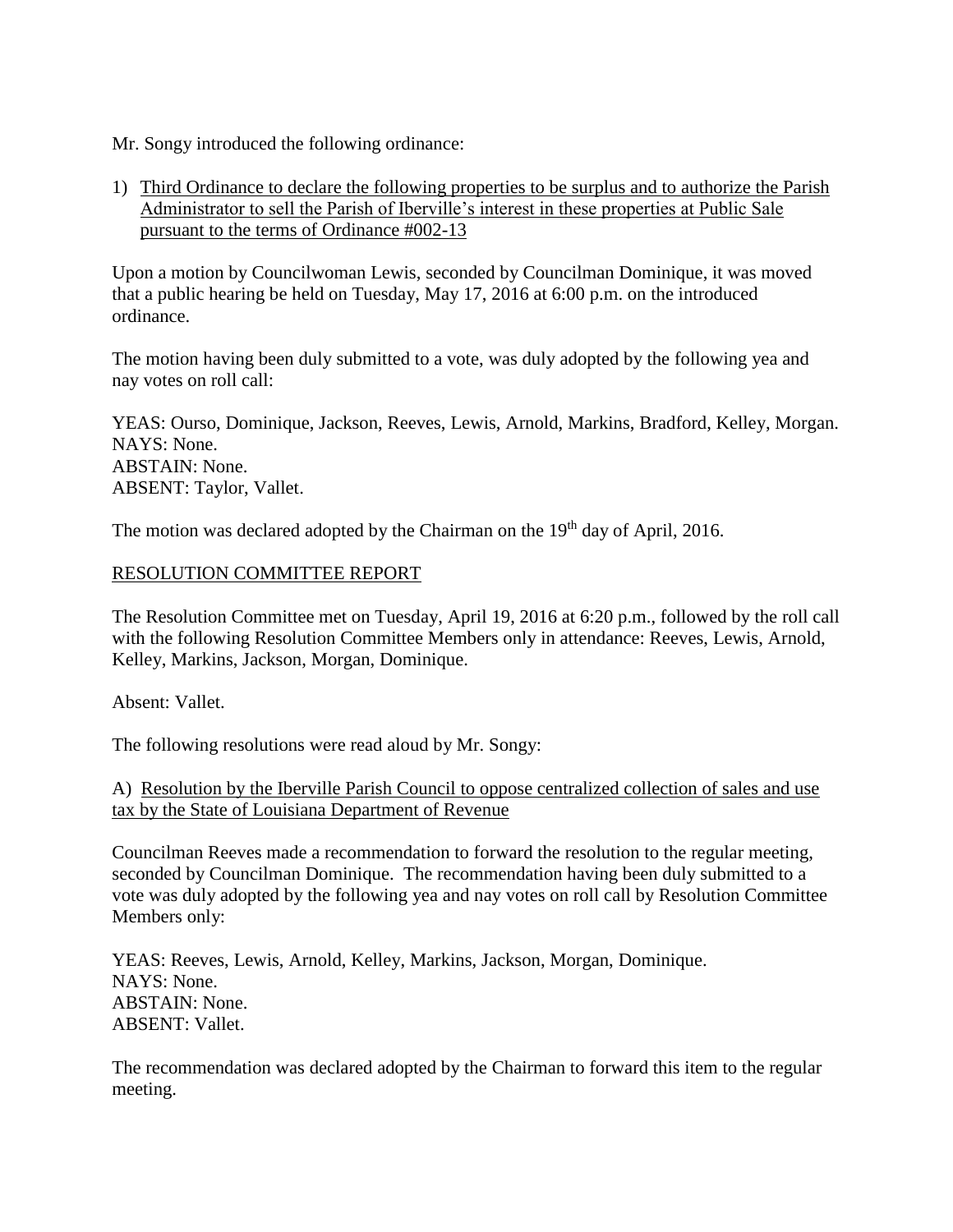Mr. Songy introduced the following ordinance:

1) Third Ordinance to declare the following properties to be surplus and to authorize the Parish Administrator to sell the Parish of Iberville's interest in these properties at Public Sale pursuant to the terms of Ordinance #002-13

Upon a motion by Councilwoman Lewis, seconded by Councilman Dominique, it was moved that a public hearing be held on Tuesday, May 17, 2016 at 6:00 p.m. on the introduced ordinance.

The motion having been duly submitted to a vote, was duly adopted by the following yea and nay votes on roll call:

YEAS: Ourso, Dominique, Jackson, Reeves, Lewis, Arnold, Markins, Bradford, Kelley, Morgan.
NAYS: None.
ABSTAIN: None.
ABSENT: Taylor, Vallet.

The motion was declared adopted by the Chairman on the 19th day of April, 2016.

RESOLUTION COMMITTEE REPORT

The Resolution Committee met on Tuesday, April 19, 2016 at 6:20 p.m., followed by the roll call with the following Resolution Committee Members only in attendance: Reeves, Lewis, Arnold, Kelley, Markins, Jackson, Morgan, Dominique.

Absent: Vallet.

The following resolutions were read aloud by Mr. Songy:

A) Resolution by the Iberville Parish Council to oppose centralized collection of sales and use tax by the State of Louisiana Department of Revenue

Councilman Reeves made a recommendation to forward the resolution to the regular meeting, seconded by Councilman Dominique. The recommendation having been duly submitted to a vote was duly adopted by the following yea and nay votes on roll call by Resolution Committee Members only:

YEAS: Reeves, Lewis, Arnold, Kelley, Markins, Jackson, Morgan, Dominique.
NAYS: None.
ABSTAIN: None.
ABSENT: Vallet.

The recommendation was declared adopted by the Chairman to forward this item to the regular meeting.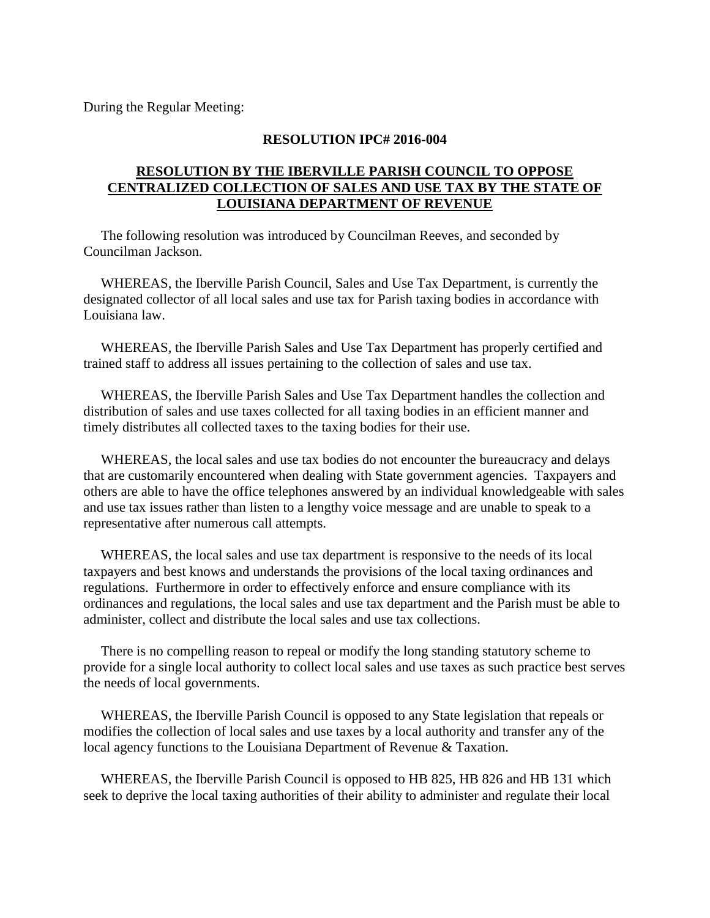During the Regular Meeting:

**RESOLUTION IPC# 2016-004**

**<u>RESOLUTION BY THE IBERVILLE PARISH COUNCIL TO OPPOSE CENTRALIZED COLLECTION OF SALES AND USE TAX BY THE STATE OF LOUISIANA DEPARTMENT OF REVENUE</u>**

The following resolution was introduced by Councilman Reeves, and seconded by Councilman Jackson.

WHEREAS, the Iberville Parish Council, Sales and Use Tax Department, is currently the designated collector of all local sales and use tax for Parish taxing bodies in accordance with Louisiana law.

WHEREAS, the Iberville Parish Sales and Use Tax Department has properly certified and trained staff to address all issues pertaining to the collection of sales and use tax.

WHEREAS, the Iberville Parish Sales and Use Tax Department handles the collection and distribution of sales and use taxes collected for all taxing bodies in an efficient manner and timely distributes all collected taxes to the taxing bodies for their use.

WHEREAS, the local sales and use tax bodies do not encounter the bureaucracy and delays that are customarily encountered when dealing with State government agencies. Taxpayers and others are able to have the office telephones answered by an individual knowledgeable with sales and use tax issues rather than listen to a lengthy voice message and are unable to speak to a representative after numerous call attempts.

WHEREAS, the local sales and use tax department is responsive to the needs of its local taxpayers and best knows and understands the provisions of the local taxing ordinances and regulations. Furthermore in order to effectively enforce and ensure compliance with its ordinances and regulations, the local sales and use tax department and the Parish must be able to administer, collect and distribute the local sales and use tax collections.

There is no compelling reason to repeal or modify the long standing statutory scheme to provide for a single local authority to collect local sales and use taxes as such practice best serves the needs of local governments.

WHEREAS, the Iberville Parish Council is opposed to any State legislation that repeals or modifies the collection of local sales and use taxes by a local authority and transfer any of the local agency functions to the Louisiana Department of Revenue & Taxation.

WHEREAS, the Iberville Parish Council is opposed to HB 825, HB 826 and HB 131 which seek to deprive the local taxing authorities of their ability to administer and regulate their local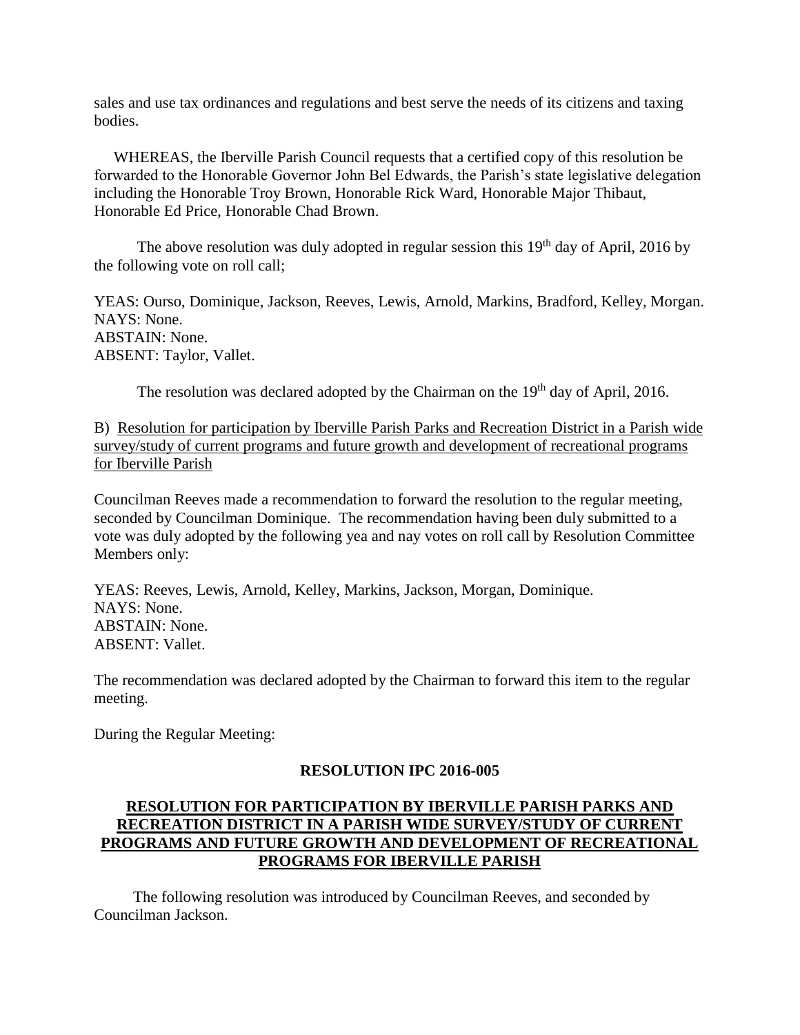sales and use tax ordinances and regulations and best serve the needs of its citizens and taxing bodies.

WHEREAS, the Iberville Parish Council requests that a certified copy of this resolution be forwarded to the Honorable Governor John Bel Edwards, the Parish's state legislative delegation including the Honorable Troy Brown, Honorable Rick Ward, Honorable Major Thibaut, Honorable Ed Price, Honorable Chad Brown.

The above resolution was duly adopted in regular session this 19th day of April, 2016 by the following vote on roll call;

YEAS: Ourso, Dominique, Jackson, Reeves, Lewis, Arnold, Markins, Bradford, Kelley, Morgan.
NAYS: None.
ABSTAIN: None.
ABSENT: Taylor, Vallet.

The resolution was declared adopted by the Chairman on the 19th day of April, 2016.

B) Resolution for participation by Iberville Parish Parks and Recreation District in a Parish wide survey/study of current programs and future growth and development of recreational programs for Iberville Parish

Councilman Reeves made a recommendation to forward the resolution to the regular meeting, seconded by Councilman Dominique. The recommendation having been duly submitted to a vote was duly adopted by the following yea and nay votes on roll call by Resolution Committee Members only:

YEAS: Reeves, Lewis, Arnold, Kelley, Markins, Jackson, Morgan, Dominique.
NAYS: None.
ABSTAIN: None.
ABSENT: Vallet.

The recommendation was declared adopted by the Chairman to forward this item to the regular meeting.

During the Regular Meeting:

**RESOLUTION IPC 2016-005**

**RESOLUTION FOR PARTICIPATION BY IBERVILLE PARISH PARKS AND RECREATION DISTRICT IN A PARISH WIDE SURVEY/STUDY OF CURRENT PROGRAMS AND FUTURE GROWTH AND DEVELOPMENT OF RECREATIONAL PROGRAMS FOR IBERVILLE PARISH**

The following resolution was introduced by Councilman Reeves, and seconded by Councilman Jackson.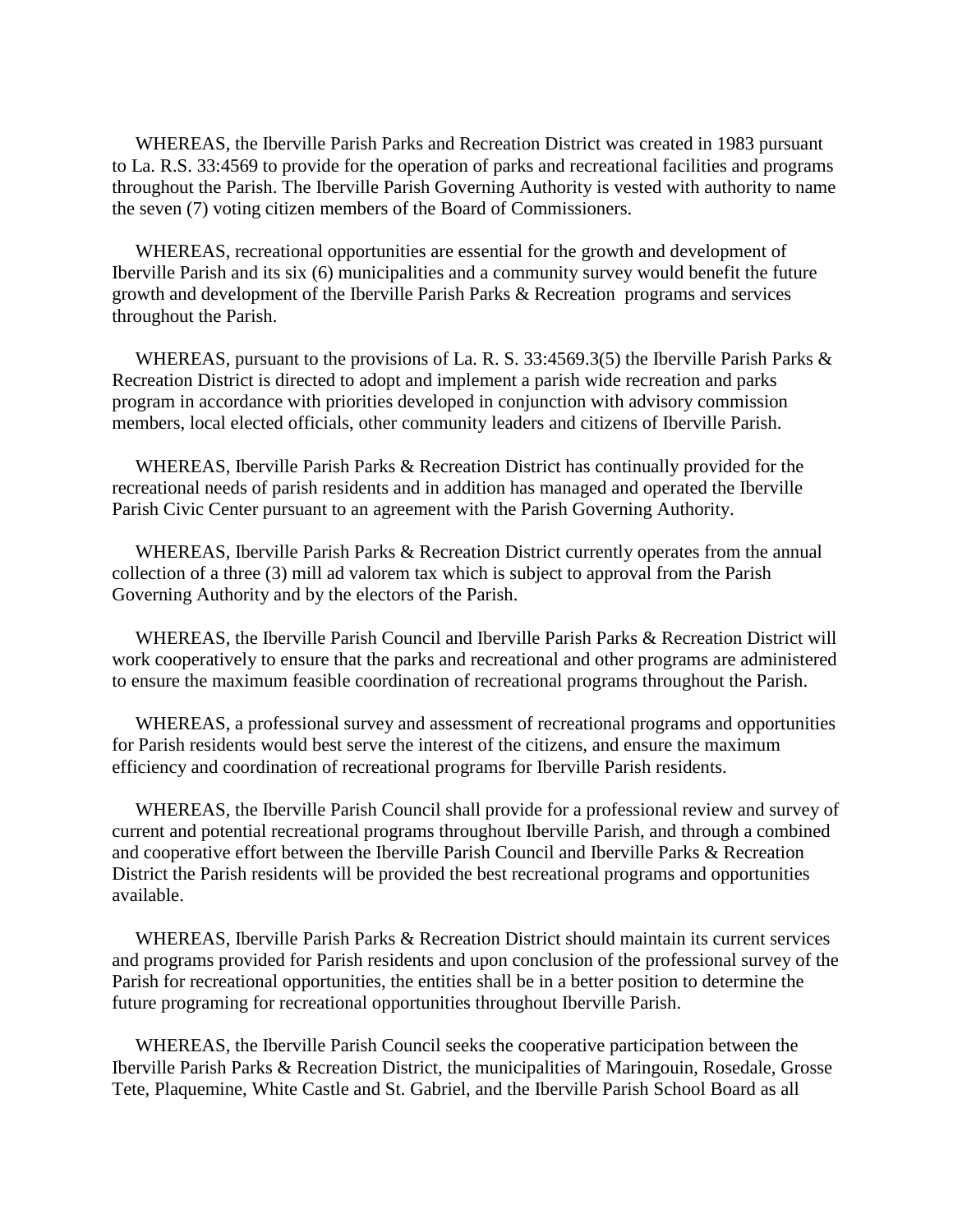WHEREAS, the Iberville Parish Parks and Recreation District was created in 1983 pursuant to La. R.S. 33:4569 to provide for the operation of parks and recreational facilities and programs throughout the Parish. The Iberville Parish Governing Authority is vested with authority to name the seven (7) voting citizen members of the Board of Commissioners.

WHEREAS, recreational opportunities are essential for the growth and development of Iberville Parish and its six (6) municipalities and a community survey would benefit the future growth and development of the Iberville Parish Parks & Recreation programs and services throughout the Parish.

WHEREAS, pursuant to the provisions of La. R. S. 33:4569.3(5) the Iberville Parish Parks & Recreation District is directed to adopt and implement a parish wide recreation and parks program in accordance with priorities developed in conjunction with advisory commission members, local elected officials, other community leaders and citizens of Iberville Parish.

WHEREAS, Iberville Parish Parks & Recreation District has continually provided for the recreational needs of parish residents and in addition has managed and operated the Iberville Parish Civic Center pursuant to an agreement with the Parish Governing Authority.

WHEREAS, Iberville Parish Parks & Recreation District currently operates from the annual collection of a three (3) mill ad valorem tax which is subject to approval from the Parish Governing Authority and by the electors of the Parish.

WHEREAS, the Iberville Parish Council and Iberville Parish Parks & Recreation District will work cooperatively to ensure that the parks and recreational and other programs are administered to ensure the maximum feasible coordination of recreational programs throughout the Parish.

WHEREAS, a professional survey and assessment of recreational programs and opportunities for Parish residents would best serve the interest of the citizens, and ensure the maximum efficiency and coordination of recreational programs for Iberville Parish residents.

WHEREAS, the Iberville Parish Council shall provide for a professional review and survey of current and potential recreational programs throughout Iberville Parish, and through a combined and cooperative effort between the Iberville Parish Council and Iberville Parks & Recreation District the Parish residents will be provided the best recreational programs and opportunities available.

WHEREAS, Iberville Parish Parks & Recreation District should maintain its current services and programs provided for Parish residents and upon conclusion of the professional survey of the Parish for recreational opportunities, the entities shall be in a better position to determine the future programing for recreational opportunities throughout Iberville Parish.

WHEREAS, the Iberville Parish Council seeks the cooperative participation between the Iberville Parish Parks & Recreation District, the municipalities of Maringouin, Rosedale, Grosse Tete, Plaquemine, White Castle and St. Gabriel, and the Iberville Parish School Board as all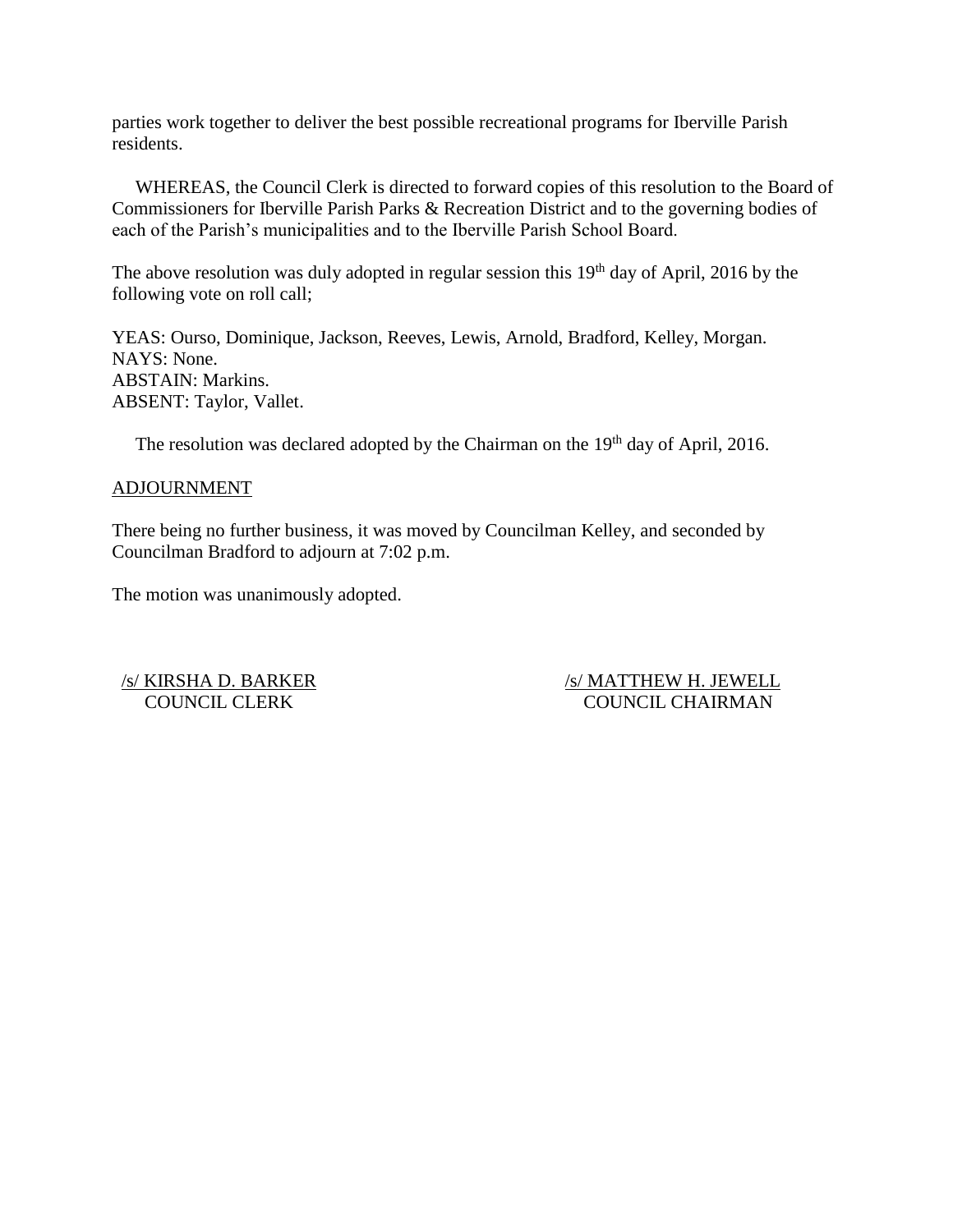parties work together to deliver the best possible recreational programs for Iberville Parish residents.

WHEREAS, the Council Clerk is directed to forward copies of this resolution to the Board of Commissioners for Iberville Parish Parks & Recreation District and to the governing bodies of each of the Parish's municipalities and to the Iberville Parish School Board.

The above resolution was duly adopted in regular session this 19th day of April, 2016 by the following vote on roll call;

YEAS: Ourso, Dominique, Jackson, Reeves, Lewis, Arnold, Bradford, Kelley, Morgan.
NAYS: None.
ABSTAIN: Markins.
ABSENT: Taylor, Vallet.

The resolution was declared adopted by the Chairman on the 19th day of April, 2016.

ADJOURNMENT

There being no further business, it was moved by Councilman Kelley, and seconded by Councilman Bradford to adjourn at 7:02 p.m.

The motion was unanimously adopted.

/s/ KIRSHA D. BARKER
COUNCIL CLERK

/s/ MATTHEW H. JEWELL
COUNCIL CHAIRMAN